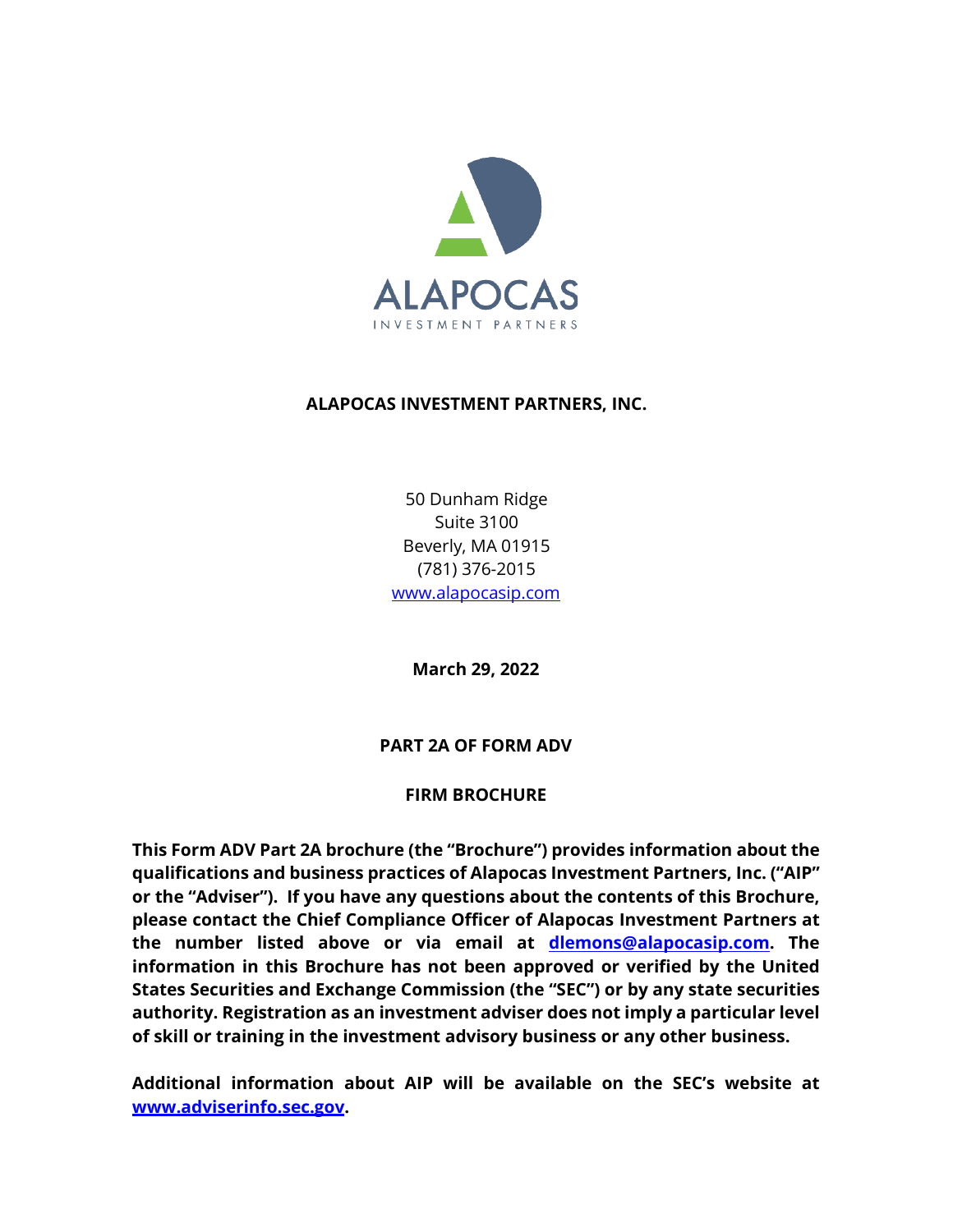ALAPOCAS

INVESTMENT PARTNERS

**ALAPOCAS INVESTMENT PARTNERS, INC.**

50 Dunham Ridge
Suite 3100
Beverly, MA 01915
(781) 376-2015
www.alapocasip.com

**March 29, 2022**

**PART 2A OF FORM ADV**

**FIRM BROCHURE**

**This Form ADV Part 2A brochure (the "Brochure") provides information about the qualifications and business practices of Alapocas Investment Partners, Inc. ("AIP" or the "Adviser"). If you have any questions about the contents of this Brochure, please contact the Chief Compliance Officer of Alapocas Investment Partners at the number listed above or via email at dlemons@alapocasip.com. The information in this Brochure has not been approved or verified by the United States Securities and Exchange Commission (the "SEC") or by any state securities authority. Registration as an investment adviser does not imply a particular level of skill or training in the investment advisory business or any other business.**

**Additional information about AIP will be available on the SEC's website at www.adviserinfo.sec.gov.**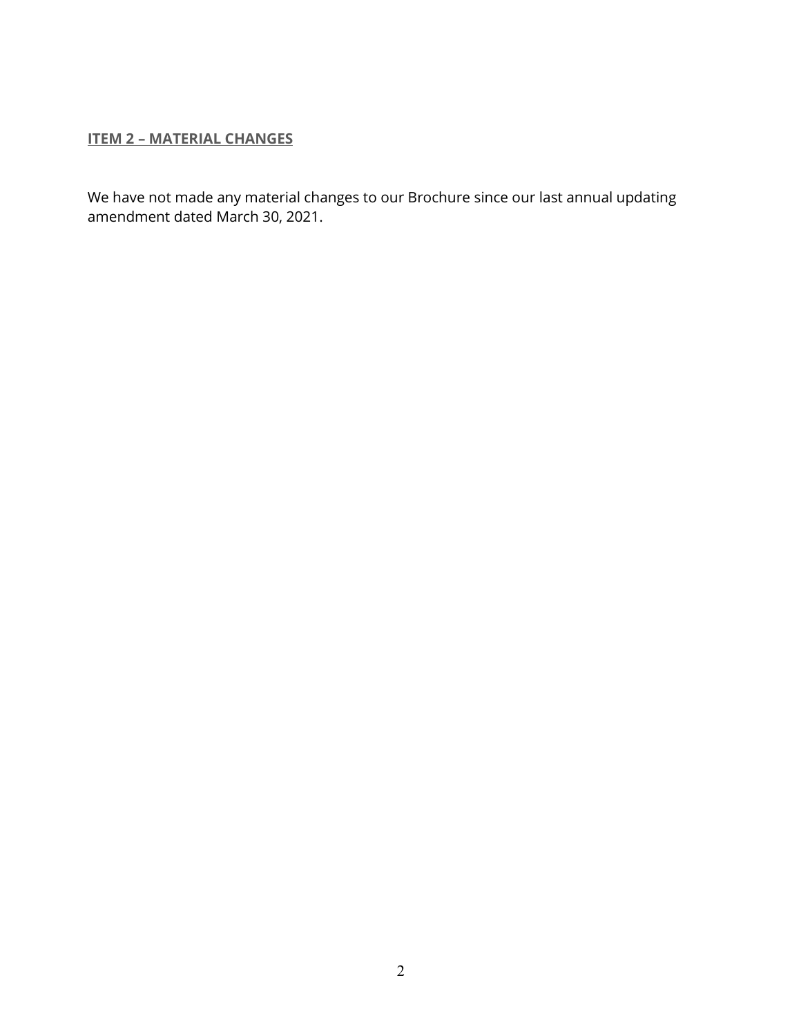## ITEM 2 – MATERIAL CHANGES

We have not made any material changes to our Brochure since our last annual updating amendment dated March 30, 2021.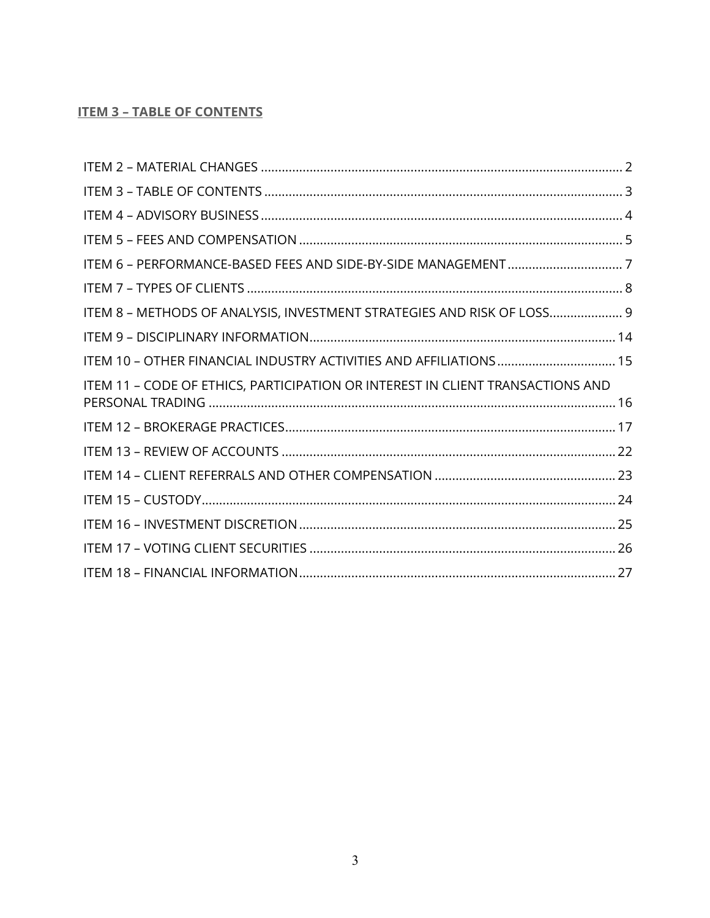## ITEM 3 – TABLE OF CONTENTS

ITEM 2 – MATERIAL CHANGES ..... 2
ITEM 3 – TABLE OF CONTENTS ..... 3
ITEM 4 – ADVISORY BUSINESS ..... 4
ITEM 5 – FEES AND COMPENSATION ..... 5
ITEM 6 – PERFORMANCE-BASED FEES AND SIDE-BY-SIDE MANAGEMENT ..... 7
ITEM 7 – TYPES OF CLIENTS ..... 8
ITEM 8 – METHODS OF ANALYSIS, INVESTMENT STRATEGIES AND RISK OF LOSS ..... 9
ITEM 9 – DISCIPLINARY INFORMATION ..... 14
ITEM 10 – OTHER FINANCIAL INDUSTRY ACTIVITIES AND AFFILIATIONS ..... 15
ITEM 11 – CODE OF ETHICS, PARTICIPATION OR INTEREST IN CLIENT TRANSACTIONS AND PERSONAL TRADING ..... 16
ITEM 12 – BROKERAGE PRACTICES ..... 17
ITEM 13 – REVIEW OF ACCOUNTS ..... 22
ITEM 14 – CLIENT REFERRALS AND OTHER COMPENSATION ..... 23
ITEM 15 – CUSTODY ..... 24
ITEM 16 – INVESTMENT DISCRETION ..... 25
ITEM 17 – VOTING CLIENT SECURITIES ..... 26
ITEM 18 – FINANCIAL INFORMATION ..... 27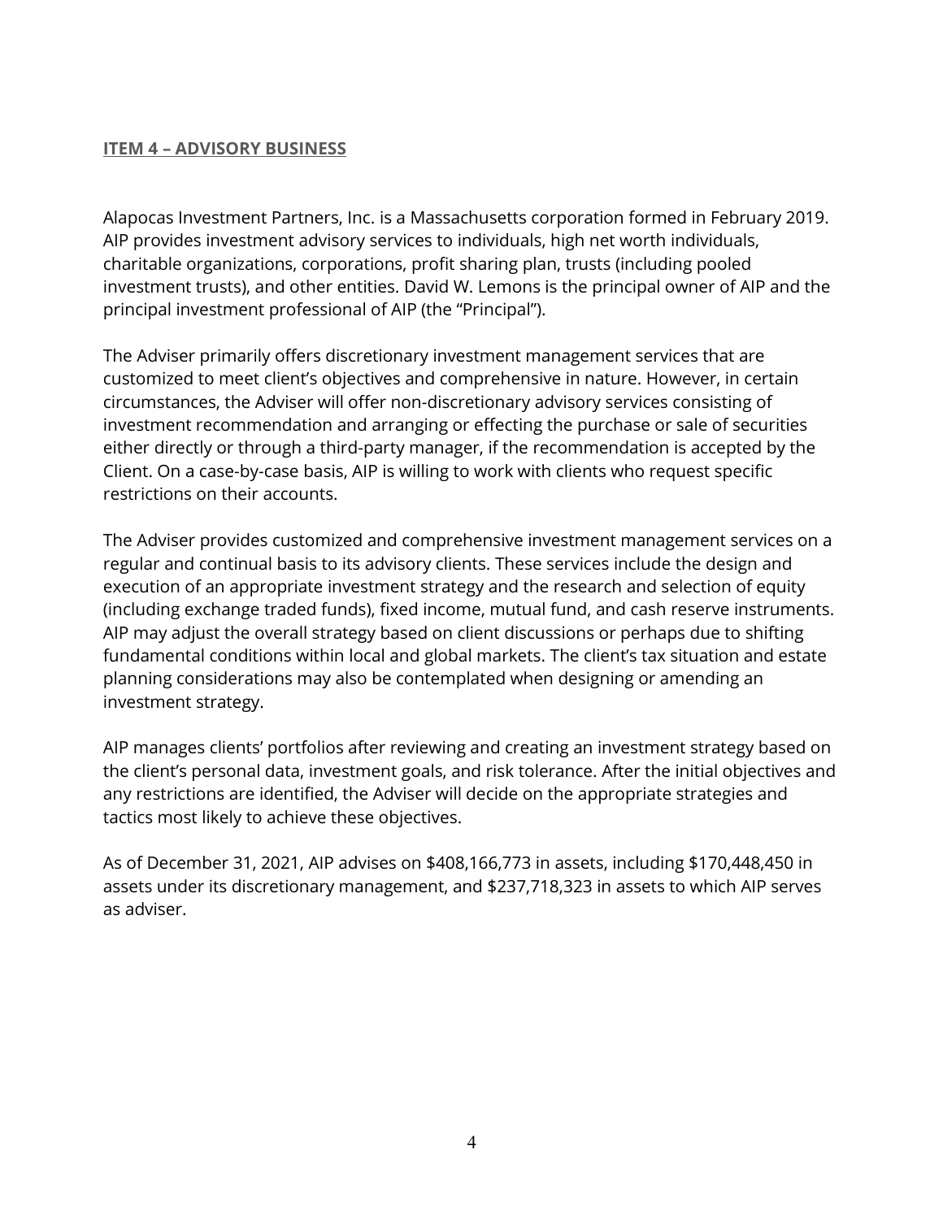## ITEM 4 – ADVISORY BUSINESS

Alapocas Investment Partners, Inc. is a Massachusetts corporation formed in February 2019. AIP provides investment advisory services to individuals, high net worth individuals, charitable organizations, corporations, profit sharing plan, trusts (including pooled investment trusts), and other entities. David W. Lemons is the principal owner of AIP and the principal investment professional of AIP (the "Principal").

The Adviser primarily offers discretionary investment management services that are customized to meet client's objectives and comprehensive in nature. However, in certain circumstances, the Adviser will offer non-discretionary advisory services consisting of investment recommendation and arranging or effecting the purchase or sale of securities either directly or through a third-party manager, if the recommendation is accepted by the Client. On a case-by-case basis, AIP is willing to work with clients who request specific restrictions on their accounts.

The Adviser provides customized and comprehensive investment management services on a regular and continual basis to its advisory clients. These services include the design and execution of an appropriate investment strategy and the research and selection of equity (including exchange traded funds), fixed income, mutual fund, and cash reserve instruments. AIP may adjust the overall strategy based on client discussions or perhaps due to shifting fundamental conditions within local and global markets. The client's tax situation and estate planning considerations may also be contemplated when designing or amending an investment strategy.

AIP manages clients' portfolios after reviewing and creating an investment strategy based on the client's personal data, investment goals, and risk tolerance. After the initial objectives and any restrictions are identified, the Adviser will decide on the appropriate strategies and tactics most likely to achieve these objectives.

As of December 31, 2021, AIP advises on $408,166,773 in assets, including $170,448,450 in assets under its discretionary management, and $237,718,323 in assets to which AIP serves as adviser.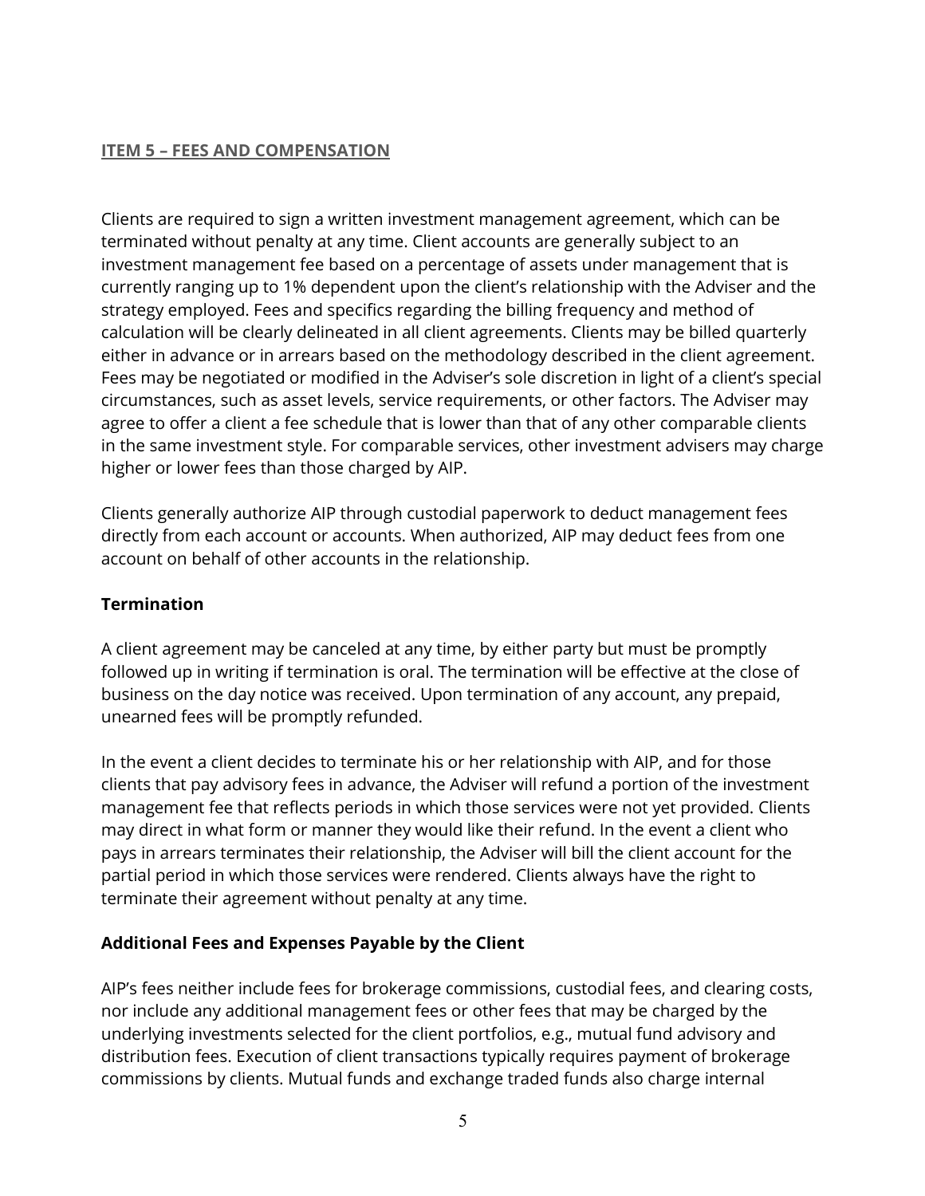## ITEM 5 – FEES AND COMPENSATION

Clients are required to sign a written investment management agreement, which can be terminated without penalty at any time. Client accounts are generally subject to an investment management fee based on a percentage of assets under management that is currently ranging up to 1% dependent upon the client's relationship with the Adviser and the strategy employed. Fees and specifics regarding the billing frequency and method of calculation will be clearly delineated in all client agreements. Clients may be billed quarterly either in advance or in arrears based on the methodology described in the client agreement. Fees may be negotiated or modified in the Adviser's sole discretion in light of a client's special circumstances, such as asset levels, service requirements, or other factors. The Adviser may agree to offer a client a fee schedule that is lower than that of any other comparable clients in the same investment style. For comparable services, other investment advisers may charge higher or lower fees than those charged by AIP.

Clients generally authorize AIP through custodial paperwork to deduct management fees directly from each account or accounts. When authorized, AIP may deduct fees from one account on behalf of other accounts in the relationship.

### Termination

A client agreement may be canceled at any time, by either party but must be promptly followed up in writing if termination is oral. The termination will be effective at the close of business on the day notice was received. Upon termination of any account, any prepaid, unearned fees will be promptly refunded.

In the event a client decides to terminate his or her relationship with AIP, and for those clients that pay advisory fees in advance, the Adviser will refund a portion of the investment management fee that reflects periods in which those services were not yet provided. Clients may direct in what form or manner they would like their refund. In the event a client who pays in arrears terminates their relationship, the Adviser will bill the client account for the partial period in which those services were rendered. Clients always have the right to terminate their agreement without penalty at any time.

### Additional Fees and Expenses Payable by the Client

AIP's fees neither include fees for brokerage commissions, custodial fees, and clearing costs, nor include any additional management fees or other fees that may be charged by the underlying investments selected for the client portfolios, e.g., mutual fund advisory and distribution fees. Execution of client transactions typically requires payment of brokerage commissions by clients. Mutual funds and exchange traded funds also charge internal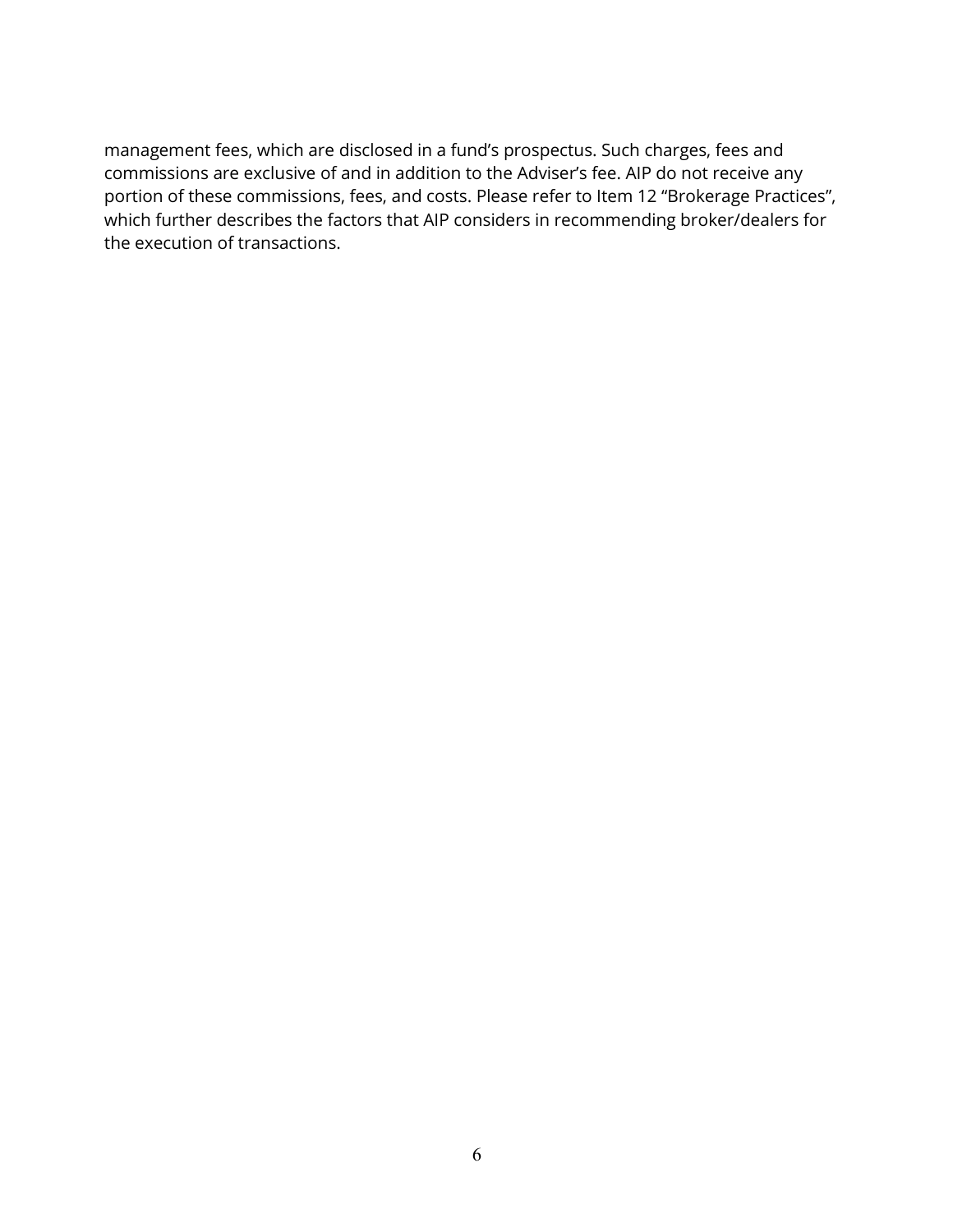management fees, which are disclosed in a fund's prospectus. Such charges, fees and commissions are exclusive of and in addition to the Adviser's fee. AIP do not receive any portion of these commissions, fees, and costs. Please refer to Item 12 "Brokerage Practices", which further describes the factors that AIP considers in recommending broker/dealers for the execution of transactions.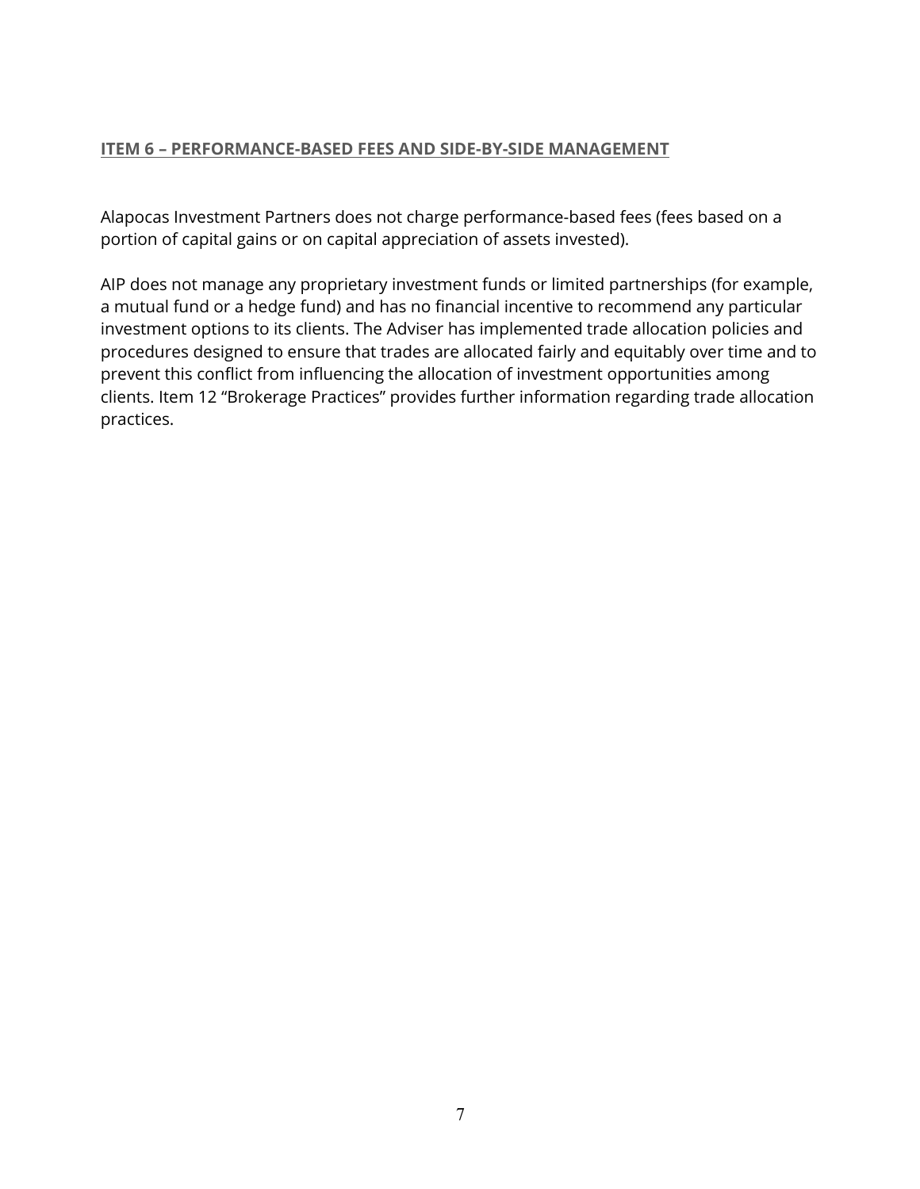## ITEM 6 – PERFORMANCE-BASED FEES AND SIDE-BY-SIDE MANAGEMENT

Alapocas Investment Partners does not charge performance-based fees (fees based on a portion of capital gains or on capital appreciation of assets invested).

AIP does not manage any proprietary investment funds or limited partnerships (for example, a mutual fund or a hedge fund) and has no financial incentive to recommend any particular investment options to its clients. The Adviser has implemented trade allocation policies and procedures designed to ensure that trades are allocated fairly and equitably over time and to prevent this conflict from influencing the allocation of investment opportunities among clients. Item 12 "Brokerage Practices" provides further information regarding trade allocation practices.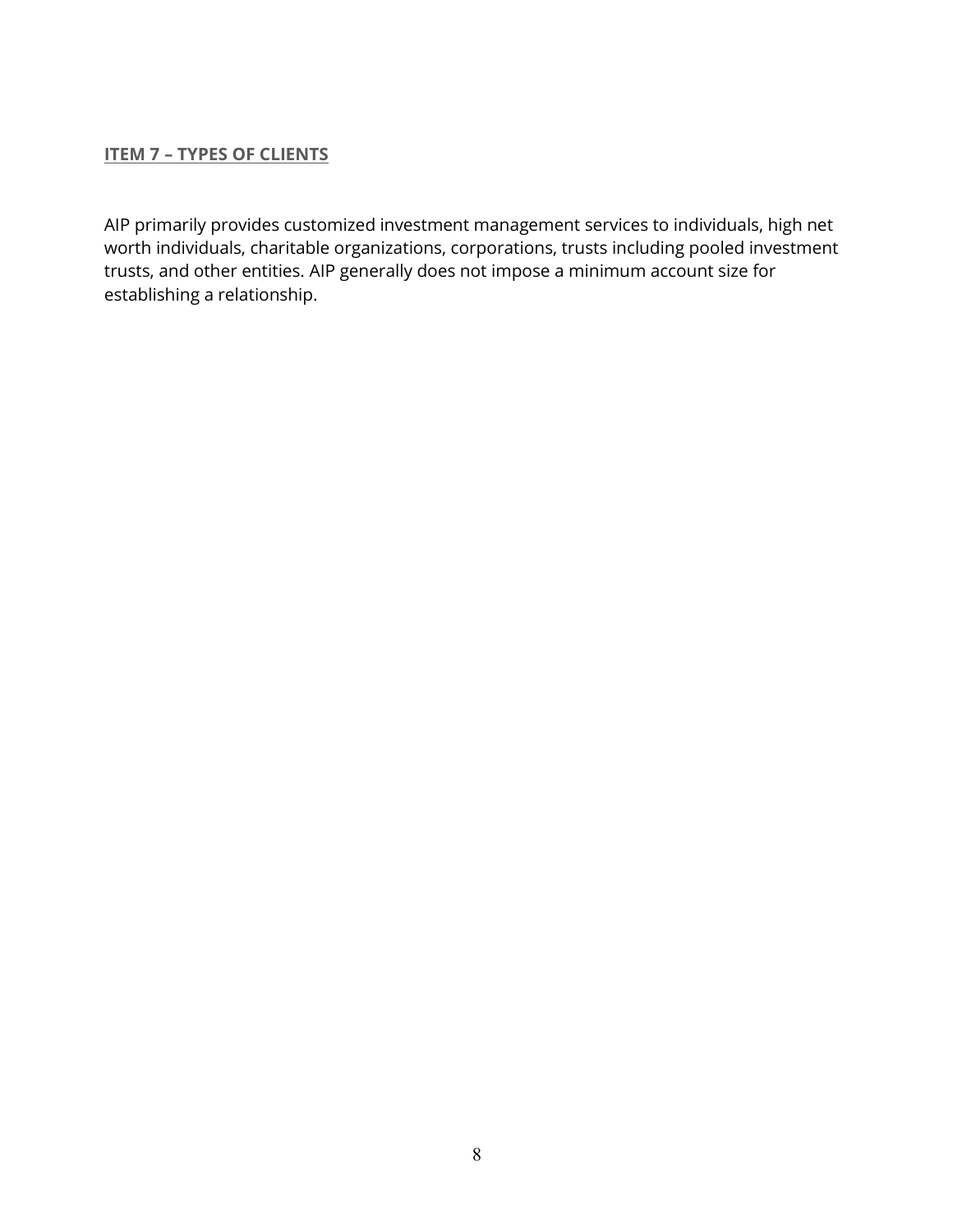## ITEM 7 – TYPES OF CLIENTS

AIP primarily provides customized investment management services to individuals, high net worth individuals, charitable organizations, corporations, trusts including pooled investment trusts, and other entities. AIP generally does not impose a minimum account size for establishing a relationship.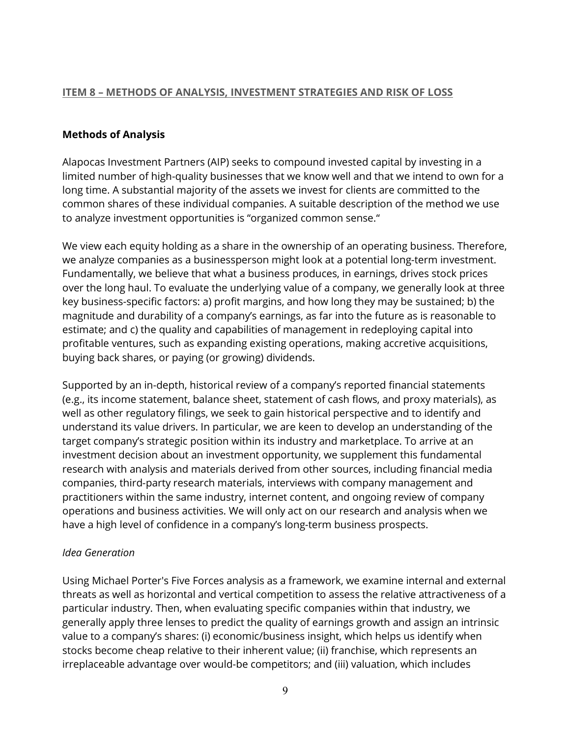## ITEM 8 – METHODS OF ANALYSIS, INVESTMENT STRATEGIES AND RISK OF LOSS

### Methods of Analysis

Alapocas Investment Partners (AIP) seeks to compound invested capital by investing in a limited number of high-quality businesses that we know well and that we intend to own for a long time. A substantial majority of the assets we invest for clients are committed to the common shares of these individual companies. A suitable description of the method we use to analyze investment opportunities is "organized common sense."

We view each equity holding as a share in the ownership of an operating business. Therefore, we analyze companies as a businessperson might look at a potential long-term investment. Fundamentally, we believe that what a business produces, in earnings, drives stock prices over the long haul. To evaluate the underlying value of a company, we generally look at three key business-specific factors: a) profit margins, and how long they may be sustained; b) the magnitude and durability of a company's earnings, as far into the future as is reasonable to estimate; and c) the quality and capabilities of management in redeploying capital into profitable ventures, such as expanding existing operations, making accretive acquisitions, buying back shares, or paying (or growing) dividends.

Supported by an in-depth, historical review of a company's reported financial statements (e.g., its income statement, balance sheet, statement of cash flows, and proxy materials), as well as other regulatory filings, we seek to gain historical perspective and to identify and understand its value drivers. In particular, we are keen to develop an understanding of the target company's strategic position within its industry and marketplace. To arrive at an investment decision about an investment opportunity, we supplement this fundamental research with analysis and materials derived from other sources, including financial media companies, third-party research materials, interviews with company management and practitioners within the same industry, internet content, and ongoing review of company operations and business activities. We will only act on our research and analysis when we have a high level of confidence in a company's long-term business prospects.

*Idea Generation*

Using Michael Porter's Five Forces analysis as a framework, we examine internal and external threats as well as horizontal and vertical competition to assess the relative attractiveness of a particular industry. Then, when evaluating specific companies within that industry, we generally apply three lenses to predict the quality of earnings growth and assign an intrinsic value to a company's shares: (i) economic/business insight, which helps us identify when stocks become cheap relative to their inherent value; (ii) franchise, which represents an irreplaceable advantage over would-be competitors; and (iii) valuation, which includes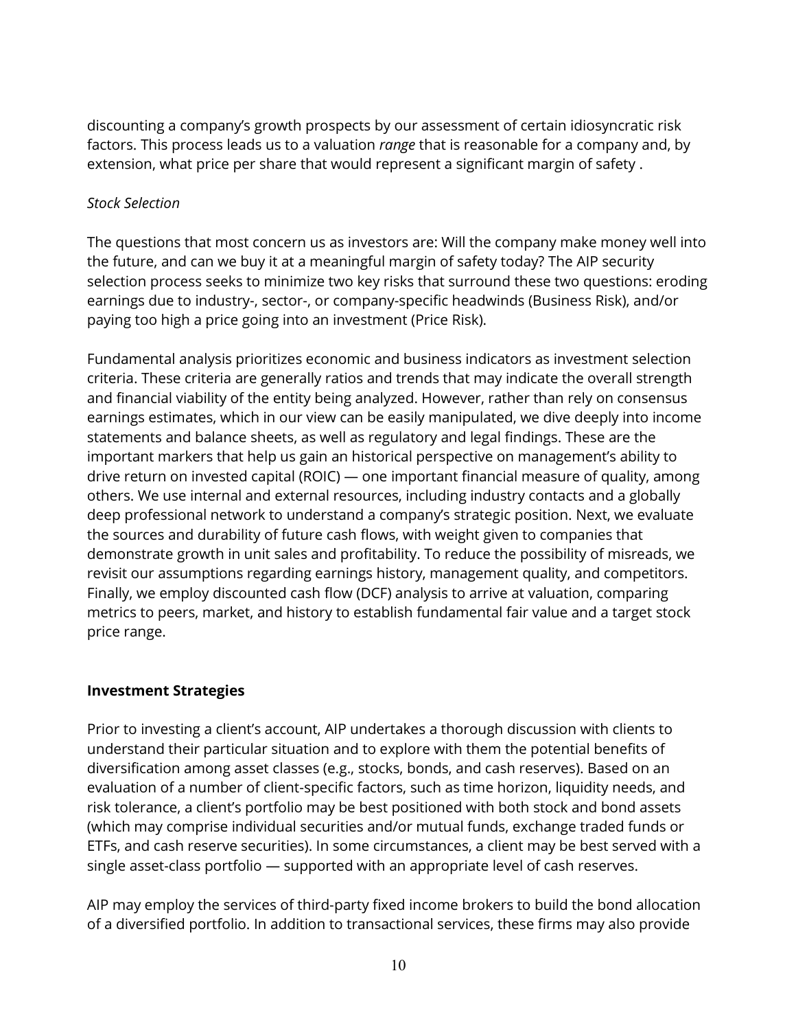discounting a company's growth prospects by our assessment of certain idiosyncratic risk factors. This process leads us to a valuation *range* that is reasonable for a company and, by extension, what price per share that would represent a significant margin of safety .

*Stock Selection*

The questions that most concern us as investors are: Will the company make money well into the future, and can we buy it at a meaningful margin of safety today? The AIP security selection process seeks to minimize two key risks that surround these two questions: eroding earnings due to industry-, sector-, or company-specific headwinds (Business Risk), and/or paying too high a price going into an investment (Price Risk).

Fundamental analysis prioritizes economic and business indicators as investment selection criteria. These criteria are generally ratios and trends that may indicate the overall strength and financial viability of the entity being analyzed. However, rather than rely on consensus earnings estimates, which in our view can be easily manipulated, we dive deeply into income statements and balance sheets, as well as regulatory and legal findings. These are the important markers that help us gain an historical perspective on management's ability to drive return on invested capital (ROIC) — one important financial measure of quality, among others. We use internal and external resources, including industry contacts and a globally deep professional network to understand a company's strategic position. Next, we evaluate the sources and durability of future cash flows, with weight given to companies that demonstrate growth in unit sales and profitability. To reduce the possibility of misreads, we revisit our assumptions regarding earnings history, management quality, and competitors. Finally, we employ discounted cash flow (DCF) analysis to arrive at valuation, comparing metrics to peers, market, and history to establish fundamental fair value and a target stock price range.

**Investment Strategies**

Prior to investing a client's account, AIP undertakes a thorough discussion with clients to understand their particular situation and to explore with them the potential benefits of diversification among asset classes (e.g., stocks, bonds, and cash reserves). Based on an evaluation of a number of client-specific factors, such as time horizon, liquidity needs, and risk tolerance, a client's portfolio may be best positioned with both stock and bond assets (which may comprise individual securities and/or mutual funds, exchange traded funds or ETFs, and cash reserve securities). In some circumstances, a client may be best served with a single asset-class portfolio — supported with an appropriate level of cash reserves.

AIP may employ the services of third-party fixed income brokers to build the bond allocation of a diversified portfolio. In addition to transactional services, these firms may also provide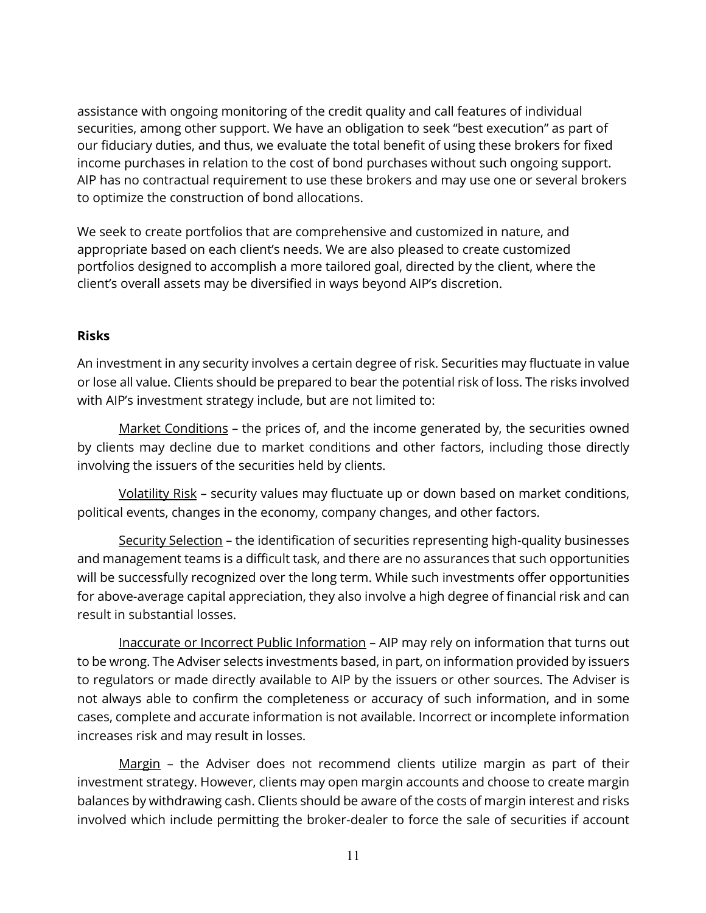assistance with ongoing monitoring of the credit quality and call features of individual securities, among other support. We have an obligation to seek "best execution" as part of our fiduciary duties, and thus, we evaluate the total benefit of using these brokers for fixed income purchases in relation to the cost of bond purchases without such ongoing support. AIP has no contractual requirement to use these brokers and may use one or several brokers to optimize the construction of bond allocations.

We seek to create portfolios that are comprehensive and customized in nature, and appropriate based on each client's needs. We are also pleased to create customized portfolios designed to accomplish a more tailored goal, directed by the client, where the client's overall assets may be diversified in ways beyond AIP's discretion.

**Risks**

An investment in any security involves a certain degree of risk. Securities may fluctuate in value or lose all value. Clients should be prepared to bear the potential risk of loss. The risks involved with AIP's investment strategy include, but are not limited to:

Market Conditions – the prices of, and the income generated by, the securities owned by clients may decline due to market conditions and other factors, including those directly involving the issuers of the securities held by clients.

Volatility Risk – security values may fluctuate up or down based on market conditions, political events, changes in the economy, company changes, and other factors.

Security Selection – the identification of securities representing high-quality businesses and management teams is a difficult task, and there are no assurances that such opportunities will be successfully recognized over the long term. While such investments offer opportunities for above-average capital appreciation, they also involve a high degree of financial risk and can result in substantial losses.

Inaccurate or Incorrect Public Information – AIP may rely on information that turns out to be wrong. The Adviser selects investments based, in part, on information provided by issuers to regulators or made directly available to AIP by the issuers or other sources. The Adviser is not always able to confirm the completeness or accuracy of such information, and in some cases, complete and accurate information is not available. Incorrect or incomplete information increases risk and may result in losses.

Margin – the Adviser does not recommend clients utilize margin as part of their investment strategy. However, clients may open margin accounts and choose to create margin balances by withdrawing cash. Clients should be aware of the costs of margin interest and risks involved which include permitting the broker-dealer to force the sale of securities if account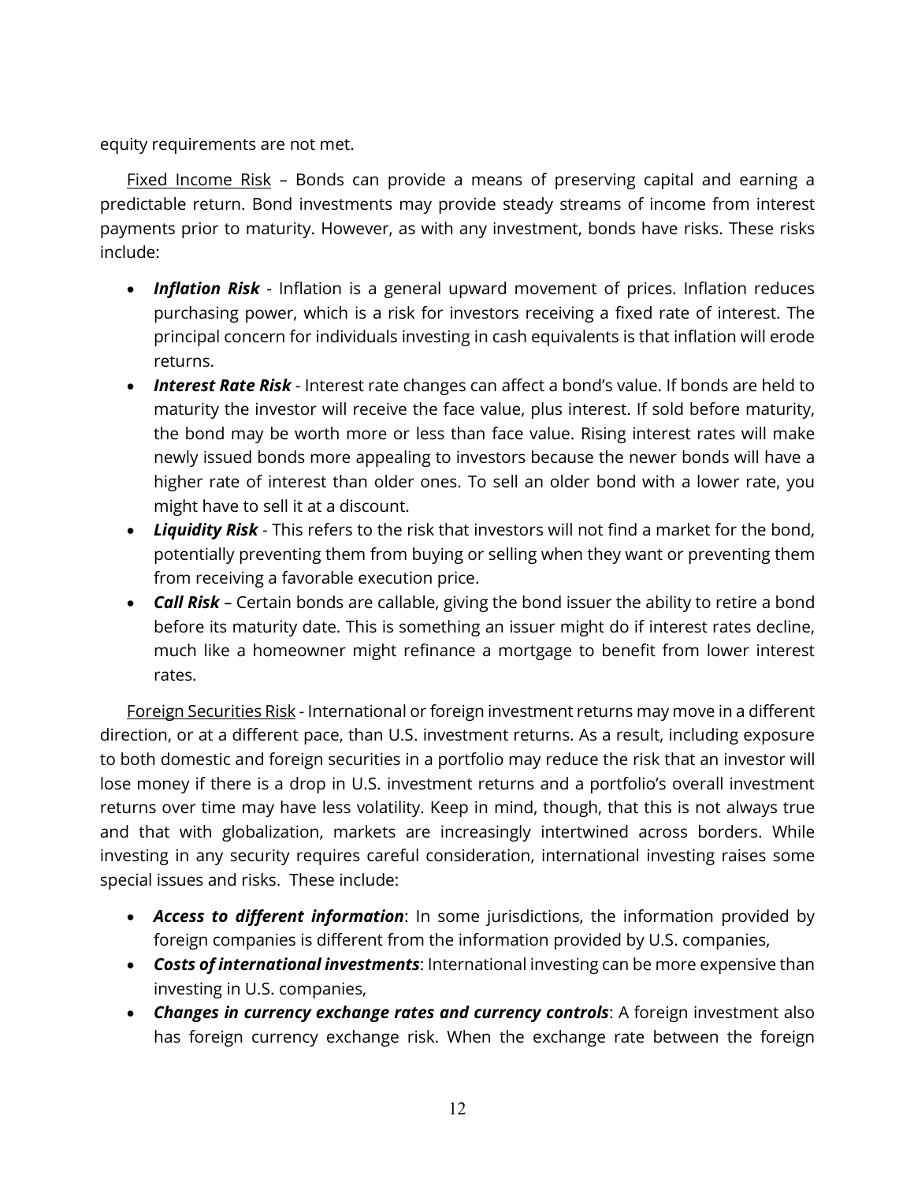equity requirements are not met.

<u>Fixed Income Risk</u> – Bonds can provide a means of preserving capital and earning a predictable return. Bond investments may provide steady streams of income from interest payments prior to maturity. However, as with any investment, bonds have risks. These risks include:

- ***Inflation Risk*** - Inflation is a general upward movement of prices. Inflation reduces purchasing power, which is a risk for investors receiving a fixed rate of interest. The principal concern for individuals investing in cash equivalents is that inflation will erode returns.
- ***Interest Rate Risk*** - Interest rate changes can affect a bond's value. If bonds are held to maturity the investor will receive the face value, plus interest. If sold before maturity, the bond may be worth more or less than face value. Rising interest rates will make newly issued bonds more appealing to investors because the newer bonds will have a higher rate of interest than older ones. To sell an older bond with a lower rate, you might have to sell it at a discount.
- ***Liquidity Risk*** - This refers to the risk that investors will not find a market for the bond, potentially preventing them from buying or selling when they want or preventing them from receiving a favorable execution price.
- ***Call Risk*** – Certain bonds are callable, giving the bond issuer the ability to retire a bond before its maturity date. This is something an issuer might do if interest rates decline, much like a homeowner might refinance a mortgage to benefit from lower interest rates.

<u>Foreign Securities Risk</u> - International or foreign investment returns may move in a different direction, or at a different pace, than U.S. investment returns. As a result, including exposure to both domestic and foreign securities in a portfolio may reduce the risk that an investor will lose money if there is a drop in U.S. investment returns and a portfolio's overall investment returns over time may have less volatility. Keep in mind, though, that this is not always true and that with globalization, markets are increasingly intertwined across borders. While investing in any security requires careful consideration, international investing raises some special issues and risks. These include:

- ***Access to different information***: In some jurisdictions, the information provided by foreign companies is different from the information provided by U.S. companies,
- ***Costs of international investments***: International investing can be more expensive than investing in U.S. companies,
- ***Changes in currency exchange rates and currency controls***: A foreign investment also has foreign currency exchange risk. When the exchange rate between the foreign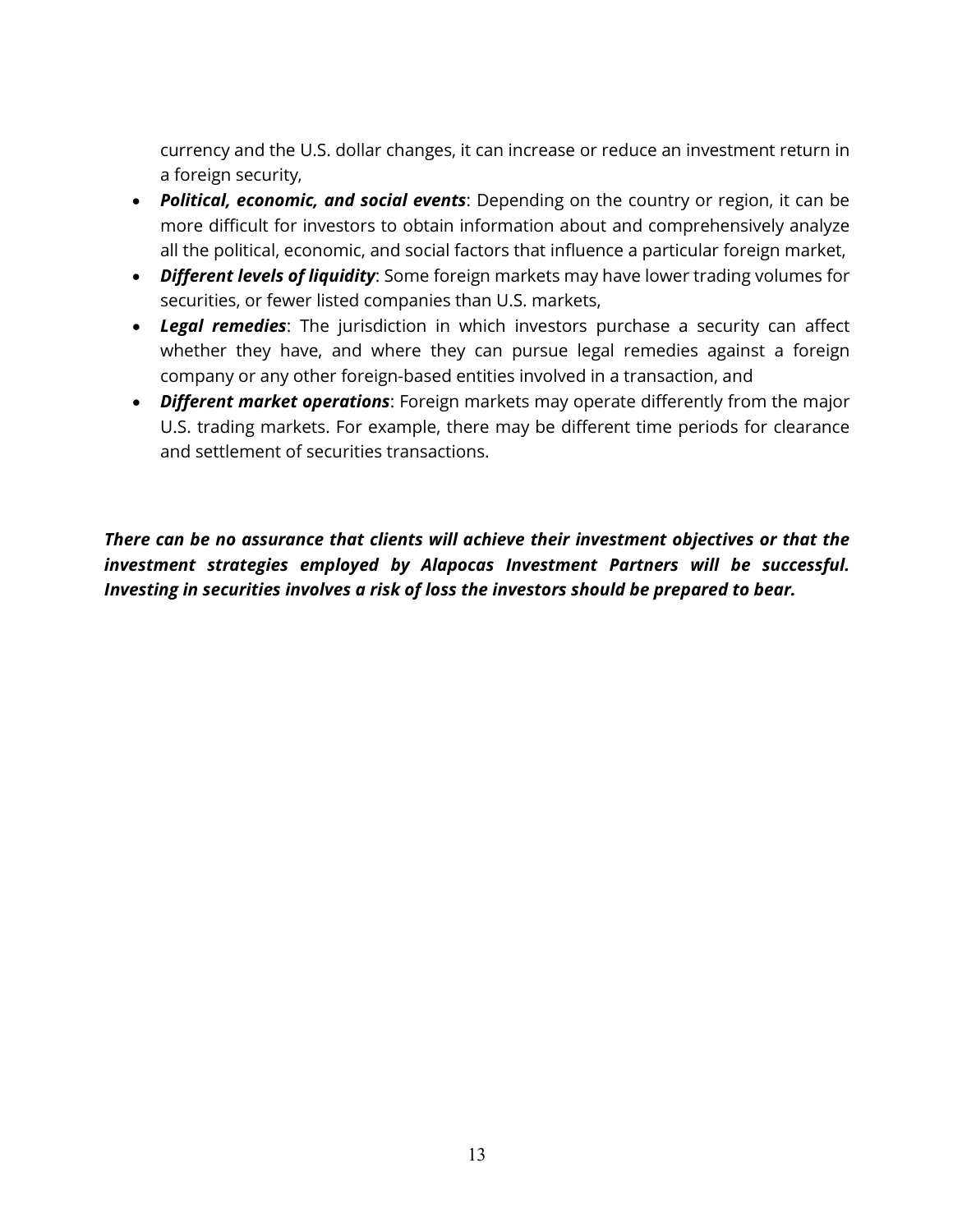currency and the U.S. dollar changes, it can increase or reduce an investment return in a foreign security,

- ***Political, economic, and social events***: Depending on the country or region, it can be more difficult for investors to obtain information about and comprehensively analyze all the political, economic, and social factors that influence a particular foreign market,
- ***Different levels of liquidity***: Some foreign markets may have lower trading volumes for securities, or fewer listed companies than U.S. markets,
- ***Legal remedies***: The jurisdiction in which investors purchase a security can affect whether they have, and where they can pursue legal remedies against a foreign company or any other foreign-based entities involved in a transaction, and
- ***Different market operations***: Foreign markets may operate differently from the major U.S. trading markets. For example, there may be different time periods for clearance and settlement of securities transactions.

***There can be no assurance that clients will achieve their investment objectives or that the investment strategies employed by Alapocas Investment Partners will be successful. Investing in securities involves a risk of loss the investors should be prepared to bear.***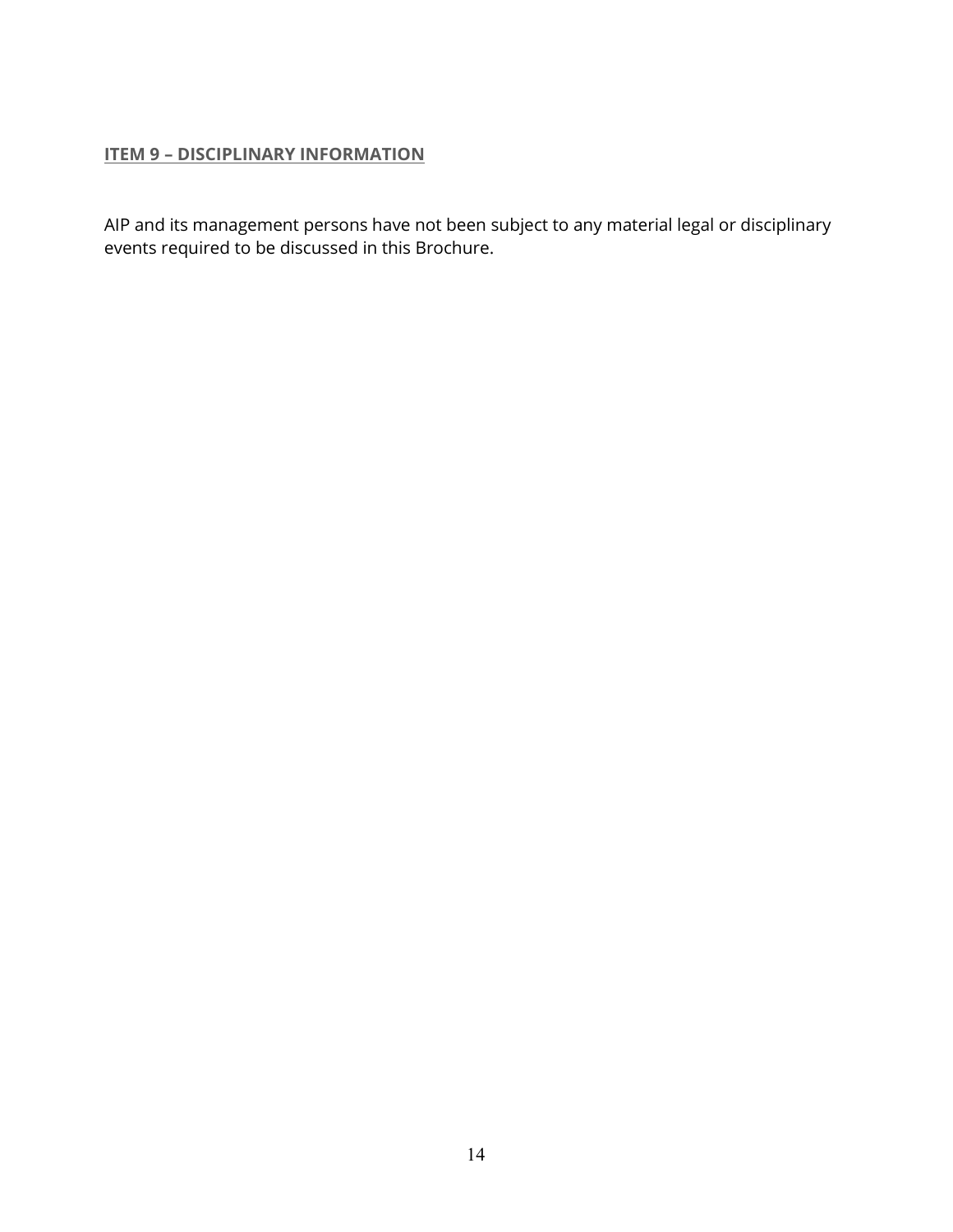## ITEM 9 – DISCIPLINARY INFORMATION

AIP and its management persons have not been subject to any material legal or disciplinary events required to be discussed in this Brochure.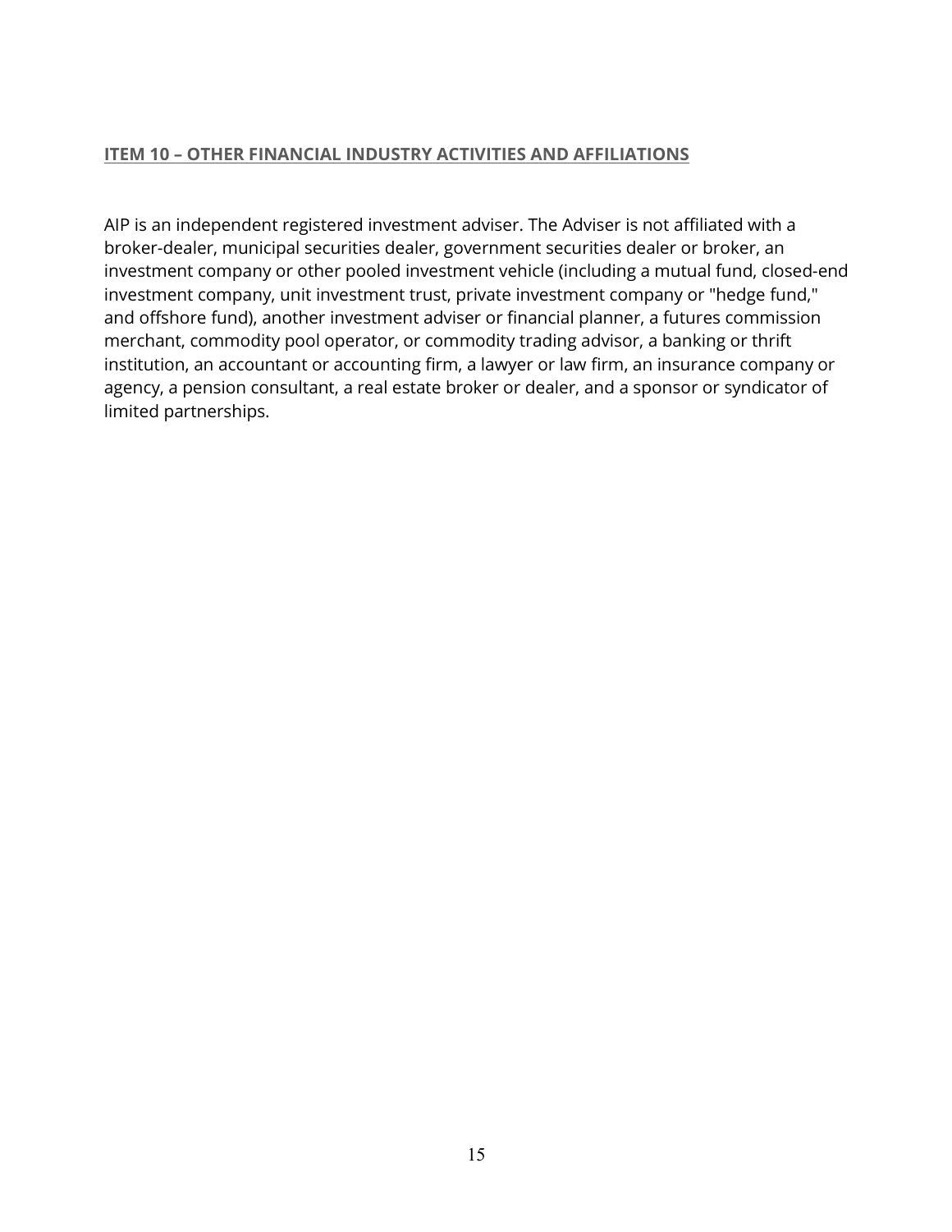## ITEM 10 – OTHER FINANCIAL INDUSTRY ACTIVITIES AND AFFILIATIONS

AIP is an independent registered investment adviser. The Adviser is not affiliated with a broker-dealer, municipal securities dealer, government securities dealer or broker, an investment company or other pooled investment vehicle (including a mutual fund, closed-end investment company, unit investment trust, private investment company or "hedge fund," and offshore fund), another investment adviser or financial planner, a futures commission merchant, commodity pool operator, or commodity trading advisor, a banking or thrift institution, an accountant or accounting firm, a lawyer or law firm, an insurance company or agency, a pension consultant, a real estate broker or dealer, and a sponsor or syndicator of limited partnerships.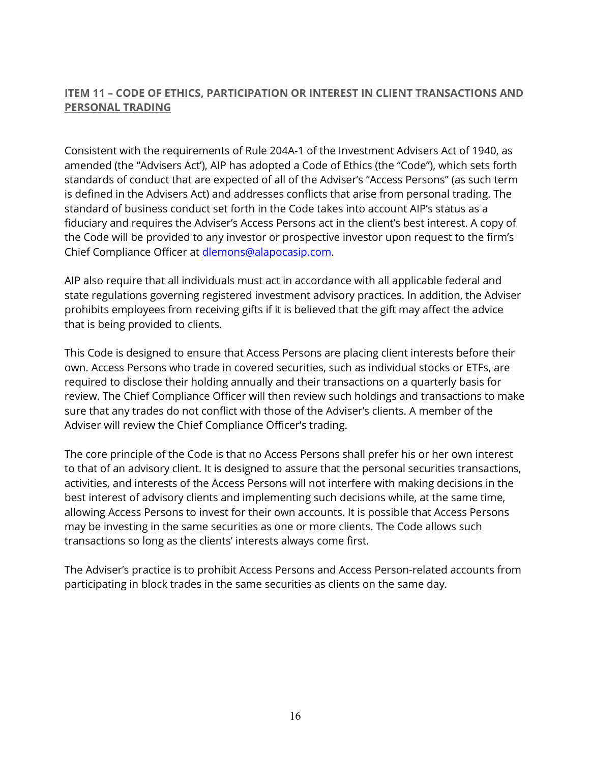## ITEM 11 – CODE OF ETHICS, PARTICIPATION OR INTEREST IN CLIENT TRANSACTIONS AND PERSONAL TRADING

Consistent with the requirements of Rule 204A-1 of the Investment Advisers Act of 1940, as amended (the "Advisers Act'), AIP has adopted a Code of Ethics (the "Code"), which sets forth standards of conduct that are expected of all of the Adviser's "Access Persons" (as such term is defined in the Advisers Act) and addresses conflicts that arise from personal trading. The standard of business conduct set forth in the Code takes into account AIP's status as a fiduciary and requires the Adviser's Access Persons act in the client's best interest. A copy of the Code will be provided to any investor or prospective investor upon request to the firm's Chief Compliance Officer at [dlemons@alapocasip.com](mailto:dlemons@alapocasip.com).

AIP also require that all individuals must act in accordance with all applicable federal and state regulations governing registered investment advisory practices. In addition, the Adviser prohibits employees from receiving gifts if it is believed that the gift may affect the advice that is being provided to clients.

This Code is designed to ensure that Access Persons are placing client interests before their own. Access Persons who trade in covered securities, such as individual stocks or ETFs, are required to disclose their holding annually and their transactions on a quarterly basis for review. The Chief Compliance Officer will then review such holdings and transactions to make sure that any trades do not conflict with those of the Adviser's clients. A member of the Adviser will review the Chief Compliance Officer's trading.

The core principle of the Code is that no Access Persons shall prefer his or her own interest to that of an advisory client. It is designed to assure that the personal securities transactions, activities, and interests of the Access Persons will not interfere with making decisions in the best interest of advisory clients and implementing such decisions while, at the same time, allowing Access Persons to invest for their own accounts. It is possible that Access Persons may be investing in the same securities as one or more clients. The Code allows such transactions so long as the clients' interests always come first.

The Adviser's practice is to prohibit Access Persons and Access Person-related accounts from participating in block trades in the same securities as clients on the same day.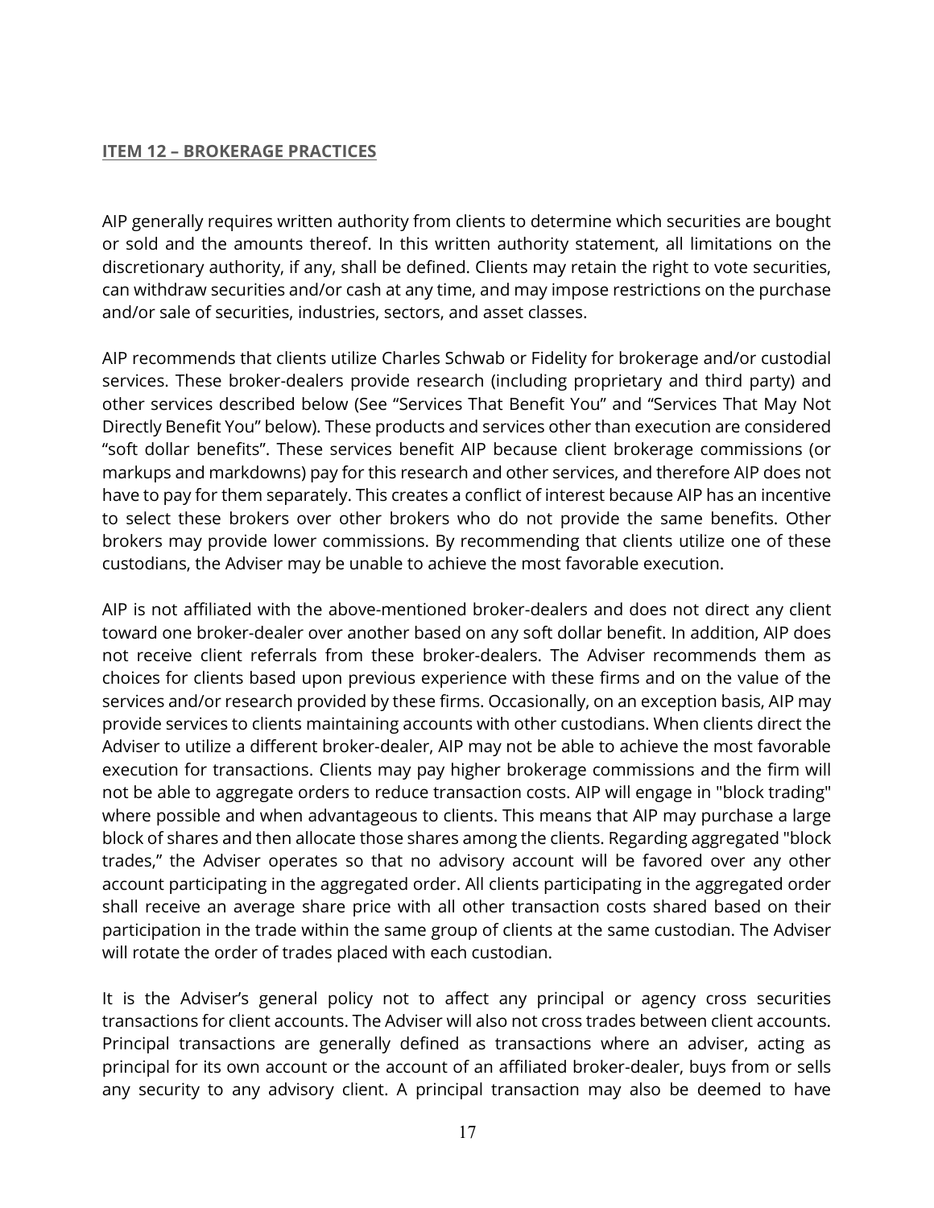## ITEM 12 – BROKERAGE PRACTICES

AIP generally requires written authority from clients to determine which securities are bought or sold and the amounts thereof. In this written authority statement, all limitations on the discretionary authority, if any, shall be defined. Clients may retain the right to vote securities, can withdraw securities and/or cash at any time, and may impose restrictions on the purchase and/or sale of securities, industries, sectors, and asset classes.

AIP recommends that clients utilize Charles Schwab or Fidelity for brokerage and/or custodial services. These broker-dealers provide research (including proprietary and third party) and other services described below (See "Services That Benefit You" and "Services That May Not Directly Benefit You" below). These products and services other than execution are considered "soft dollar benefits". These services benefit AIP because client brokerage commissions (or markups and markdowns) pay for this research and other services, and therefore AIP does not have to pay for them separately. This creates a conflict of interest because AIP has an incentive to select these brokers over other brokers who do not provide the same benefits. Other brokers may provide lower commissions. By recommending that clients utilize one of these custodians, the Adviser may be unable to achieve the most favorable execution.

AIP is not affiliated with the above-mentioned broker-dealers and does not direct any client toward one broker-dealer over another based on any soft dollar benefit. In addition, AIP does not receive client referrals from these broker-dealers. The Adviser recommends them as choices for clients based upon previous experience with these firms and on the value of the services and/or research provided by these firms. Occasionally, on an exception basis, AIP may provide services to clients maintaining accounts with other custodians. When clients direct the Adviser to utilize a different broker-dealer, AIP may not be able to achieve the most favorable execution for transactions. Clients may pay higher brokerage commissions and the firm will not be able to aggregate orders to reduce transaction costs. AIP will engage in "block trading" where possible and when advantageous to clients. This means that AIP may purchase a large block of shares and then allocate those shares among the clients. Regarding aggregated "block trades," the Adviser operates so that no advisory account will be favored over any other account participating in the aggregated order. All clients participating in the aggregated order shall receive an average share price with all other transaction costs shared based on their participation in the trade within the same group of clients at the same custodian. The Adviser will rotate the order of trades placed with each custodian.

It is the Adviser's general policy not to affect any principal or agency cross securities transactions for client accounts. The Adviser will also not cross trades between client accounts. Principal transactions are generally defined as transactions where an adviser, acting as principal for its own account or the account of an affiliated broker-dealer, buys from or sells any security to any advisory client. A principal transaction may also be deemed to have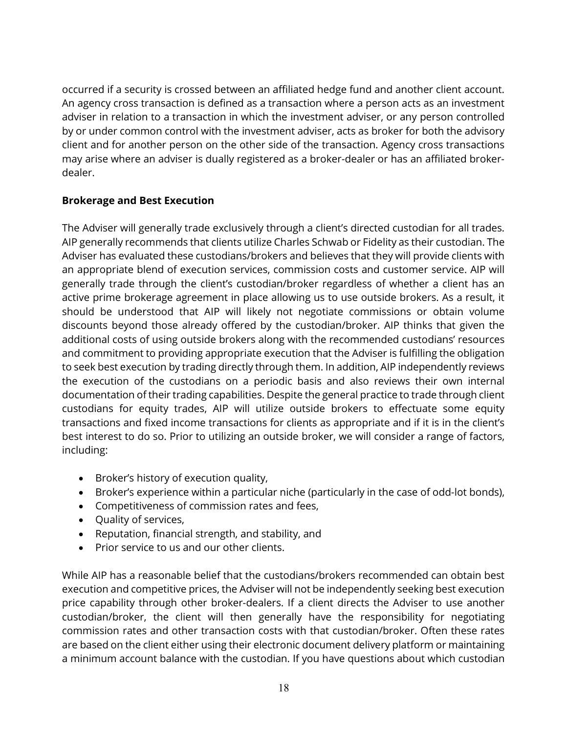occurred if a security is crossed between an affiliated hedge fund and another client account. An agency cross transaction is defined as a transaction where a person acts as an investment adviser in relation to a transaction in which the investment adviser, or any person controlled by or under common control with the investment adviser, acts as broker for both the advisory client and for another person on the other side of the transaction. Agency cross transactions may arise where an adviser is dually registered as a broker-dealer or has an affiliated broker-dealer.

**Brokerage and Best Execution**

The Adviser will generally trade exclusively through a client's directed custodian for all trades. AIP generally recommends that clients utilize Charles Schwab or Fidelity as their custodian. The Adviser has evaluated these custodians/brokers and believes that they will provide clients with an appropriate blend of execution services, commission costs and customer service. AIP will generally trade through the client's custodian/broker regardless of whether a client has an active prime brokerage agreement in place allowing us to use outside brokers. As a result, it should be understood that AIP will likely not negotiate commissions or obtain volume discounts beyond those already offered by the custodian/broker. AIP thinks that given the additional costs of using outside brokers along with the recommended custodians' resources and commitment to providing appropriate execution that the Adviser is fulfilling the obligation to seek best execution by trading directly through them. In addition, AIP independently reviews the execution of the custodians on a periodic basis and also reviews their own internal documentation of their trading capabilities. Despite the general practice to trade through client custodians for equity trades, AIP will utilize outside brokers to effectuate some equity transactions and fixed income transactions for clients as appropriate and if it is in the client's best interest to do so. Prior to utilizing an outside broker, we will consider a range of factors, including:

- Broker's history of execution quality,
- Broker's experience within a particular niche (particularly in the case of odd-lot bonds),
- Competitiveness of commission rates and fees,
- Quality of services,
- Reputation, financial strength, and stability, and
- Prior service to us and our other clients.

While AIP has a reasonable belief that the custodians/brokers recommended can obtain best execution and competitive prices, the Adviser will not be independently seeking best execution price capability through other broker-dealers. If a client directs the Adviser to use another custodian/broker, the client will then generally have the responsibility for negotiating commission rates and other transaction costs with that custodian/broker. Often these rates are based on the client either using their electronic document delivery platform or maintaining a minimum account balance with the custodian. If you have questions about which custodian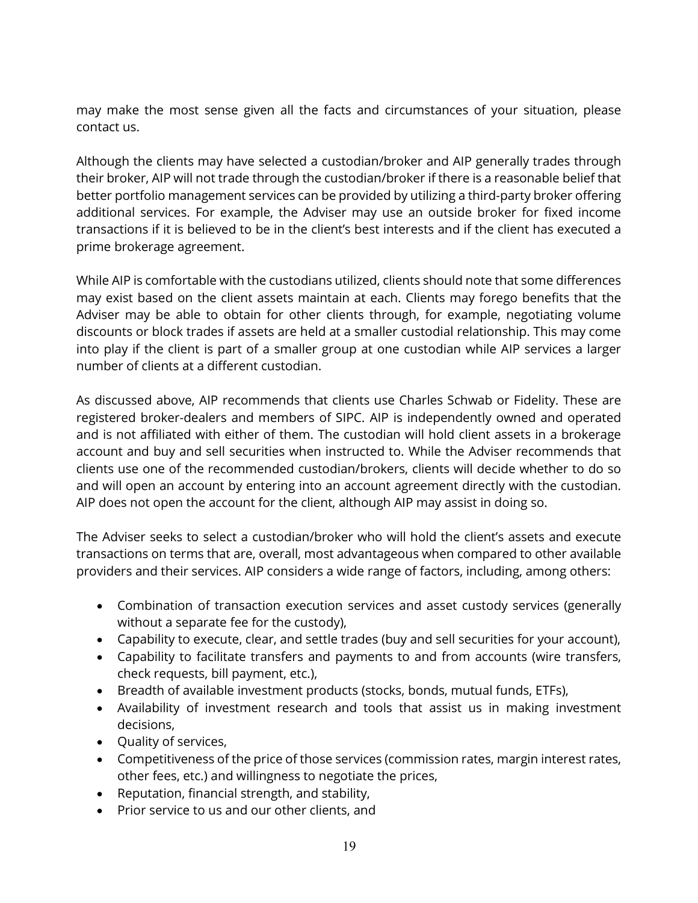may make the most sense given all the facts and circumstances of your situation, please contact us.

Although the clients may have selected a custodian/broker and AIP generally trades through their broker, AIP will not trade through the custodian/broker if there is a reasonable belief that better portfolio management services can be provided by utilizing a third-party broker offering additional services. For example, the Adviser may use an outside broker for fixed income transactions if it is believed to be in the client's best interests and if the client has executed a prime brokerage agreement.

While AIP is comfortable with the custodians utilized, clients should note that some differences may exist based on the client assets maintain at each. Clients may forego benefits that the Adviser may be able to obtain for other clients through, for example, negotiating volume discounts or block trades if assets are held at a smaller custodial relationship. This may come into play if the client is part of a smaller group at one custodian while AIP services a larger number of clients at a different custodian.

As discussed above, AIP recommends that clients use Charles Schwab or Fidelity. These are registered broker-dealers and members of SIPC. AIP is independently owned and operated and is not affiliated with either of them. The custodian will hold client assets in a brokerage account and buy and sell securities when instructed to. While the Adviser recommends that clients use one of the recommended custodian/brokers, clients will decide whether to do so and will open an account by entering into an account agreement directly with the custodian. AIP does not open the account for the client, although AIP may assist in doing so.

The Adviser seeks to select a custodian/broker who will hold the client's assets and execute transactions on terms that are, overall, most advantageous when compared to other available providers and their services. AIP considers a wide range of factors, including, among others:

- Combination of transaction execution services and asset custody services (generally without a separate fee for the custody),
- Capability to execute, clear, and settle trades (buy and sell securities for your account),
- Capability to facilitate transfers and payments to and from accounts (wire transfers, check requests, bill payment, etc.),
- Breadth of available investment products (stocks, bonds, mutual funds, ETFs),
- Availability of investment research and tools that assist us in making investment decisions,
- Quality of services,
- Competitiveness of the price of those services (commission rates, margin interest rates, other fees, etc.) and willingness to negotiate the prices,
- Reputation, financial strength, and stability,
- Prior service to us and our other clients, and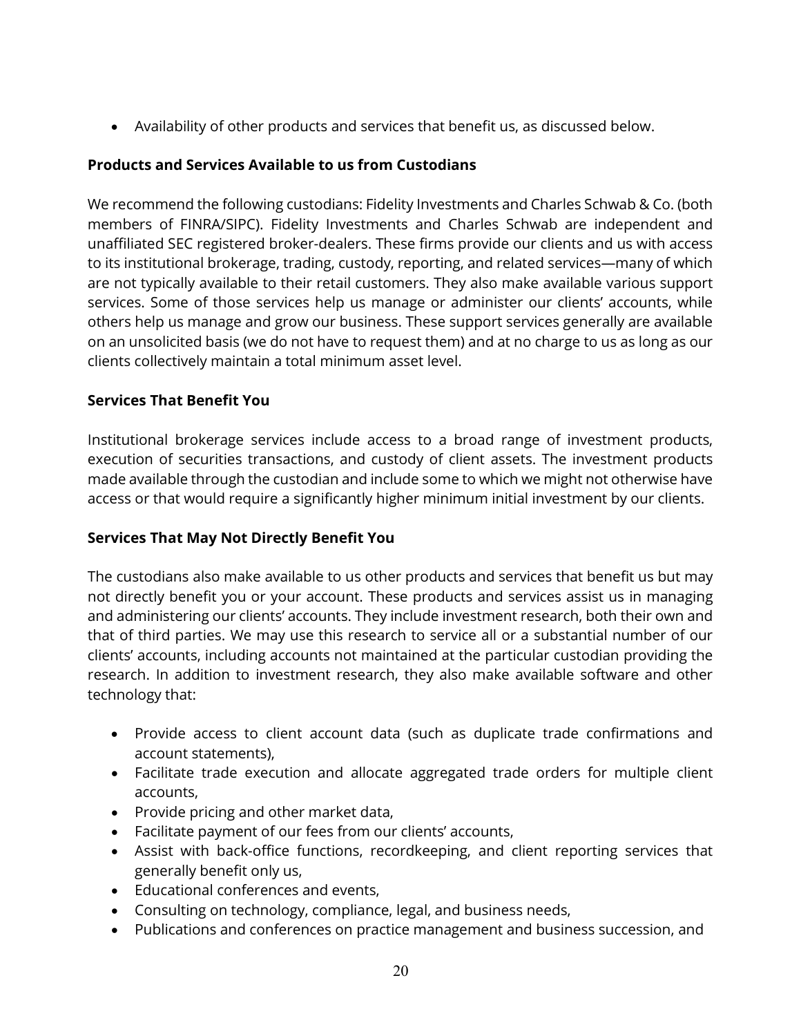- Availability of other products and services that benefit us, as discussed below.

**Products and Services Available to us from Custodians**

We recommend the following custodians: Fidelity Investments and Charles Schwab & Co. (both members of FINRA/SIPC). Fidelity Investments and Charles Schwab are independent and unaffiliated SEC registered broker-dealers. These firms provide our clients and us with access to its institutional brokerage, trading, custody, reporting, and related services—many of which are not typically available to their retail customers. They also make available various support services. Some of those services help us manage or administer our clients' accounts, while others help us manage and grow our business. These support services generally are available on an unsolicited basis (we do not have to request them) and at no charge to us as long as our clients collectively maintain a total minimum asset level.

**Services That Benefit You**

Institutional brokerage services include access to a broad range of investment products, execution of securities transactions, and custody of client assets. The investment products made available through the custodian and include some to which we might not otherwise have access or that would require a significantly higher minimum initial investment by our clients.

**Services That May Not Directly Benefit You**

The custodians also make available to us other products and services that benefit us but may not directly benefit you or your account. These products and services assist us in managing and administering our clients' accounts. They include investment research, both their own and that of third parties. We may use this research to service all or a substantial number of our clients' accounts, including accounts not maintained at the particular custodian providing the research. In addition to investment research, they also make available software and other technology that:

- Provide access to client account data (such as duplicate trade confirmations and account statements),
- Facilitate trade execution and allocate aggregated trade orders for multiple client accounts,
- Provide pricing and other market data,
- Facilitate payment of our fees from our clients' accounts,
- Assist with back-office functions, recordkeeping, and client reporting services that generally benefit only us,
- Educational conferences and events,
- Consulting on technology, compliance, legal, and business needs,
- Publications and conferences on practice management and business succession, and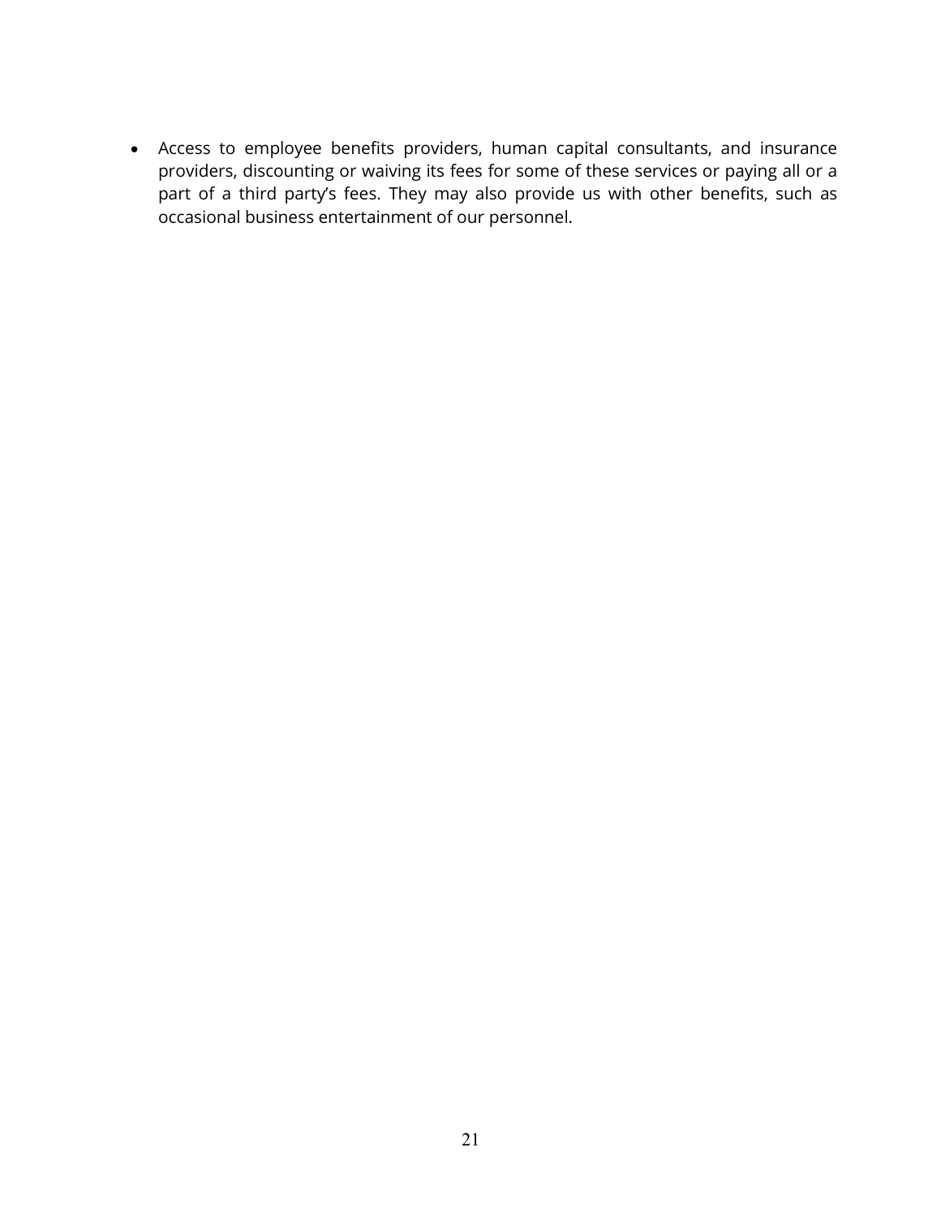- Access to employee benefits providers, human capital consultants, and insurance providers, discounting or waiving its fees for some of these services or paying all or a part of a third party's fees. They may also provide us with other benefits, such as occasional business entertainment of our personnel.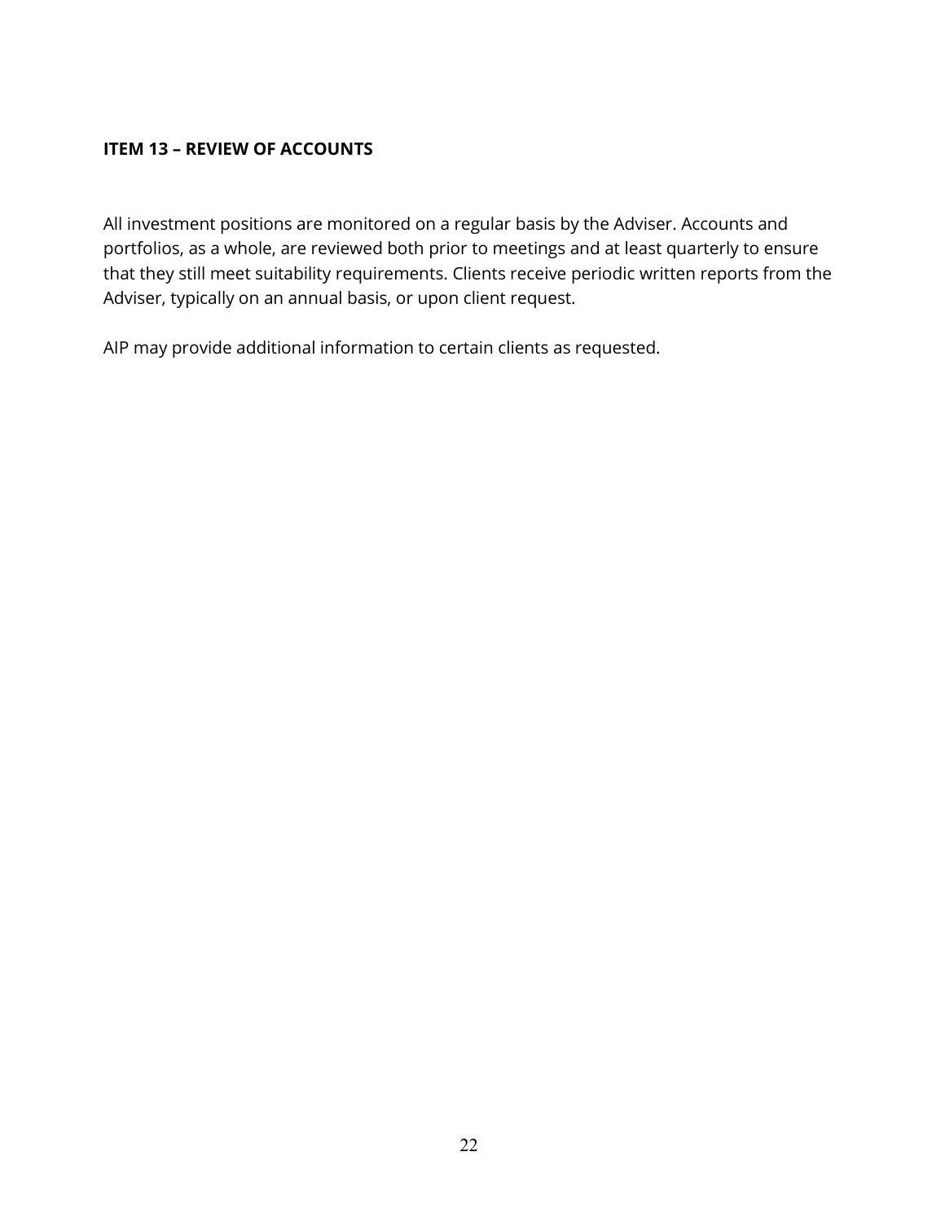**ITEM 13 – REVIEW OF ACCOUNTS**

All investment positions are monitored on a regular basis by the Adviser. Accounts and portfolios, as a whole, are reviewed both prior to meetings and at least quarterly to ensure that they still meet suitability requirements. Clients receive periodic written reports from the Adviser, typically on an annual basis, or upon client request.

AIP may provide additional information to certain clients as requested.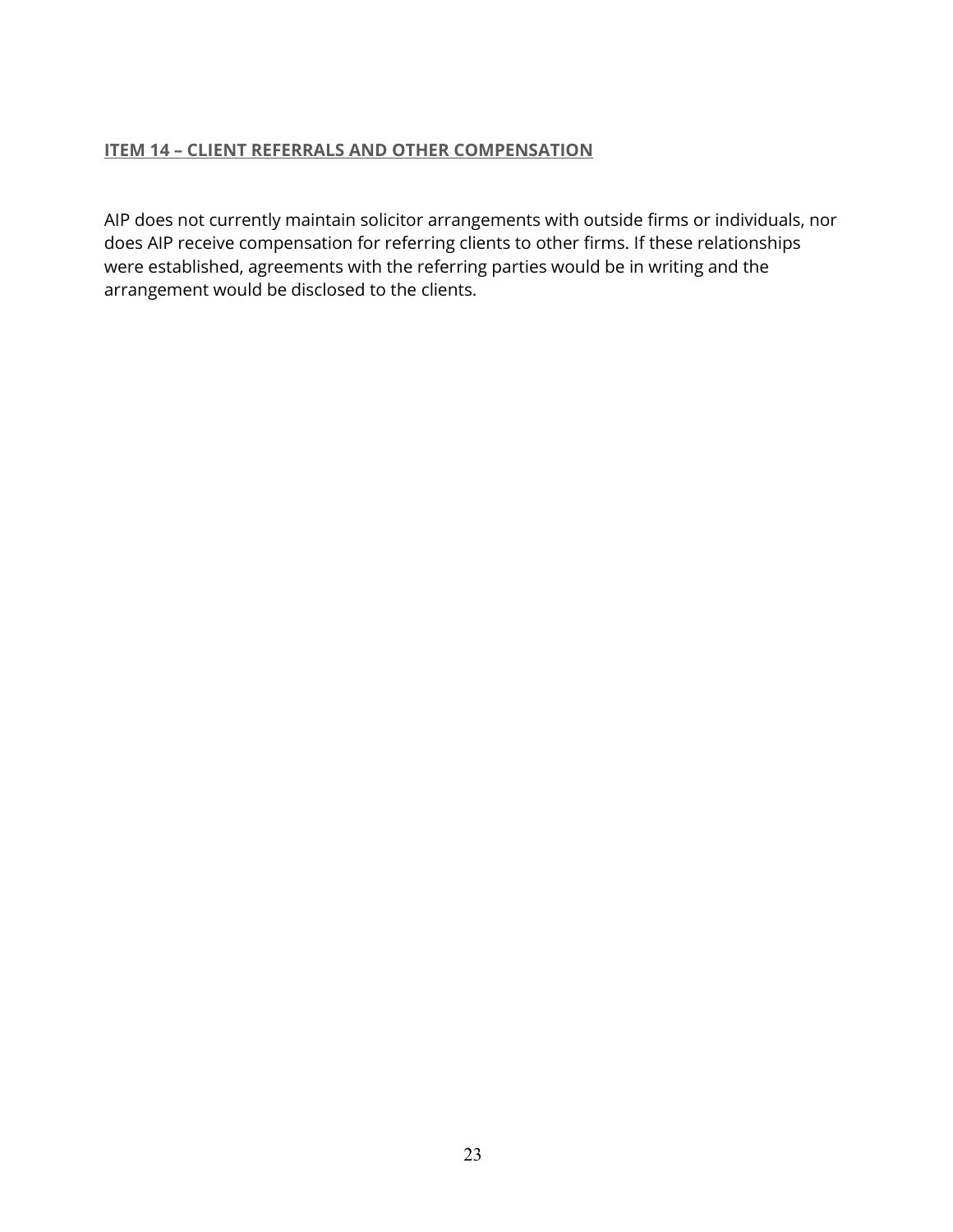## ITEM 14 – CLIENT REFERRALS AND OTHER COMPENSATION

AIP does not currently maintain solicitor arrangements with outside firms or individuals, nor does AIP receive compensation for referring clients to other firms. If these relationships were established, agreements with the referring parties would be in writing and the arrangement would be disclosed to the clients.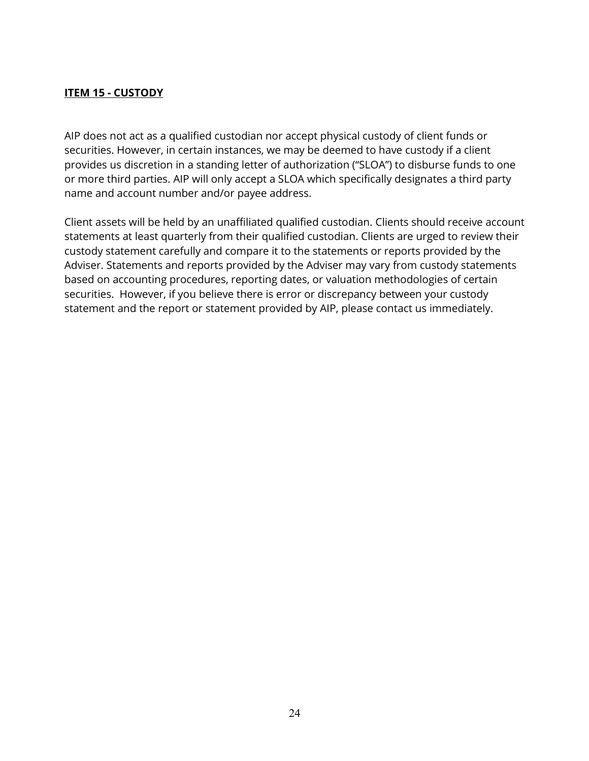## **ITEM 15 - CUSTODY**

AIP does not act as a qualified custodian nor accept physical custody of client funds or securities. However, in certain instances, we may be deemed to have custody if a client provides us discretion in a standing letter of authorization ("SLOA") to disburse funds to one or more third parties. AIP will only accept a SLOA which specifically designates a third party name and account number and/or payee address.

Client assets will be held by an unaffiliated qualified custodian. Clients should receive account statements at least quarterly from their qualified custodian. Clients are urged to review their custody statement carefully and compare it to the statements or reports provided by the Adviser. Statements and reports provided by the Adviser may vary from custody statements based on accounting procedures, reporting dates, or valuation methodologies of certain securities. However, if you believe there is error or discrepancy between your custody statement and the report or statement provided by AIP, please contact us immediately.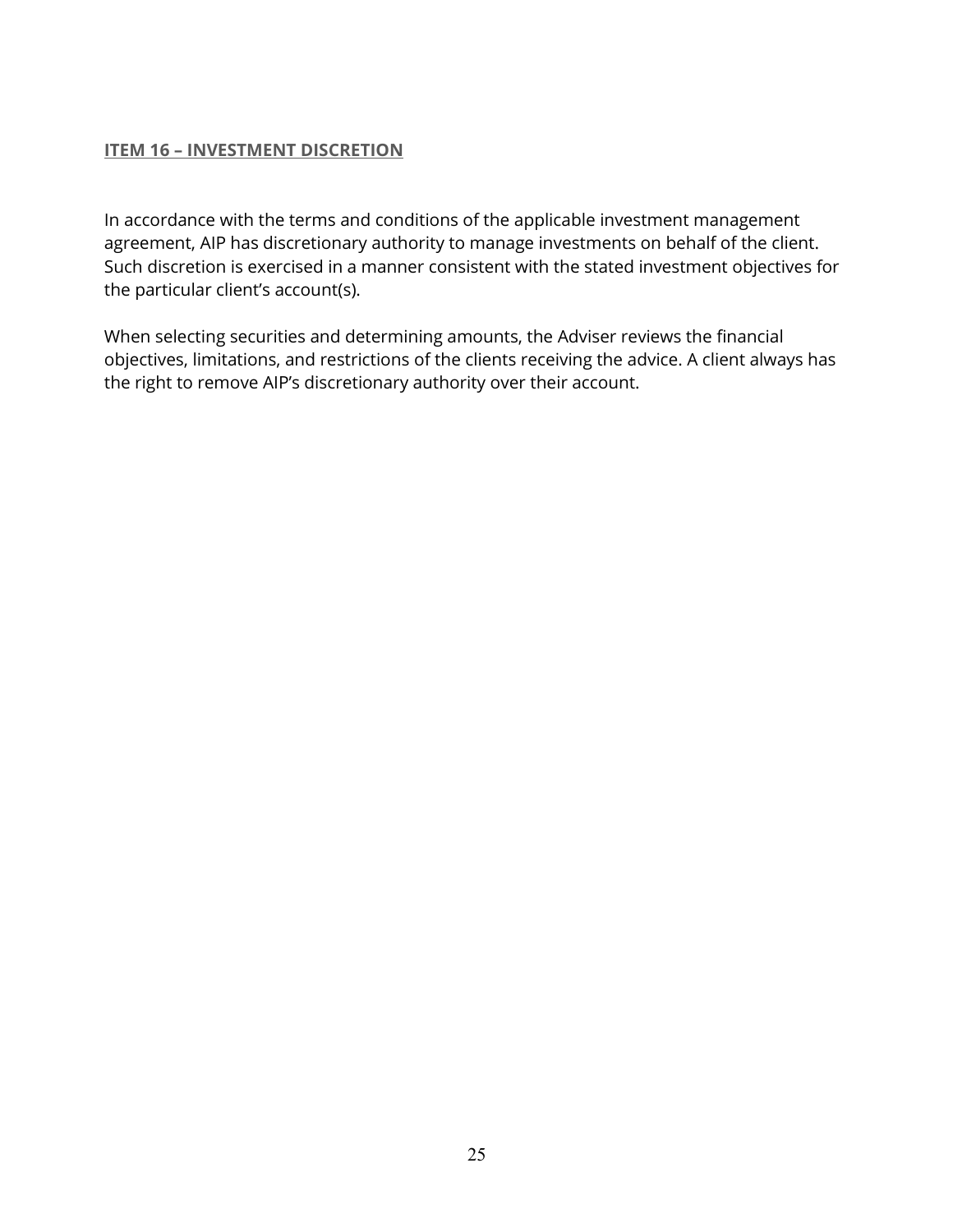## ITEM 16 – INVESTMENT DISCRETION

In accordance with the terms and conditions of the applicable investment management agreement, AIP has discretionary authority to manage investments on behalf of the client. Such discretion is exercised in a manner consistent with the stated investment objectives for the particular client's account(s).

When selecting securities and determining amounts, the Adviser reviews the financial objectives, limitations, and restrictions of the clients receiving the advice. A client always has the right to remove AIP's discretionary authority over their account.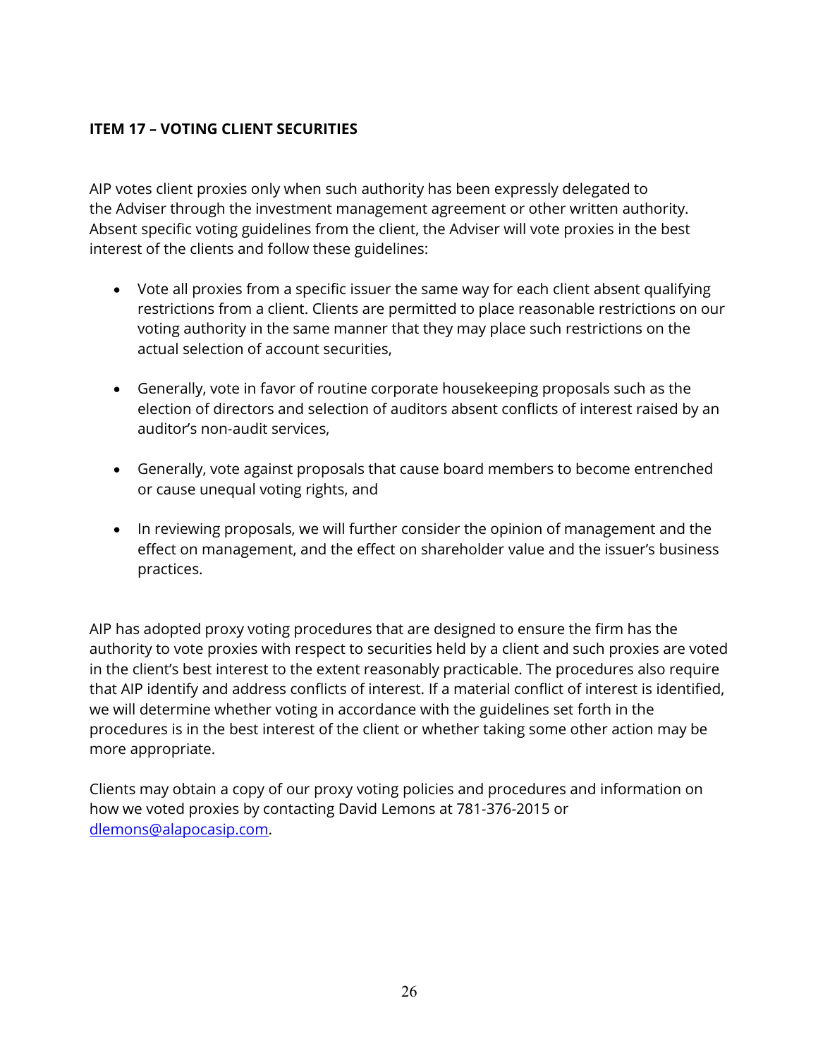**ITEM 17 – VOTING CLIENT SECURITIES**

AIP votes client proxies only when such authority has been expressly delegated to the Adviser through the investment management agreement or other written authority. Absent specific voting guidelines from the client, the Adviser will vote proxies in the best interest of the clients and follow these guidelines:

- Vote all proxies from a specific issuer the same way for each client absent qualifying restrictions from a client. Clients are permitted to place reasonable restrictions on our voting authority in the same manner that they may place such restrictions on the actual selection of account securities,

- Generally, vote in favor of routine corporate housekeeping proposals such as the election of directors and selection of auditors absent conflicts of interest raised by an auditor's non-audit services,

- Generally, vote against proposals that cause board members to become entrenched or cause unequal voting rights, and

- In reviewing proposals, we will further consider the opinion of management and the effect on management, and the effect on shareholder value and the issuer's business practices.

AIP has adopted proxy voting procedures that are designed to ensure the firm has the authority to vote proxies with respect to securities held by a client and such proxies are voted in the client's best interest to the extent reasonably practicable. The procedures also require that AIP identify and address conflicts of interest. If a material conflict of interest is identified, we will determine whether voting in accordance with the guidelines set forth in the procedures is in the best interest of the client or whether taking some other action may be more appropriate.

Clients may obtain a copy of our proxy voting policies and procedures and information on how we voted proxies by contacting David Lemons at 781-376-2015 or dlemons@alapocasip.com.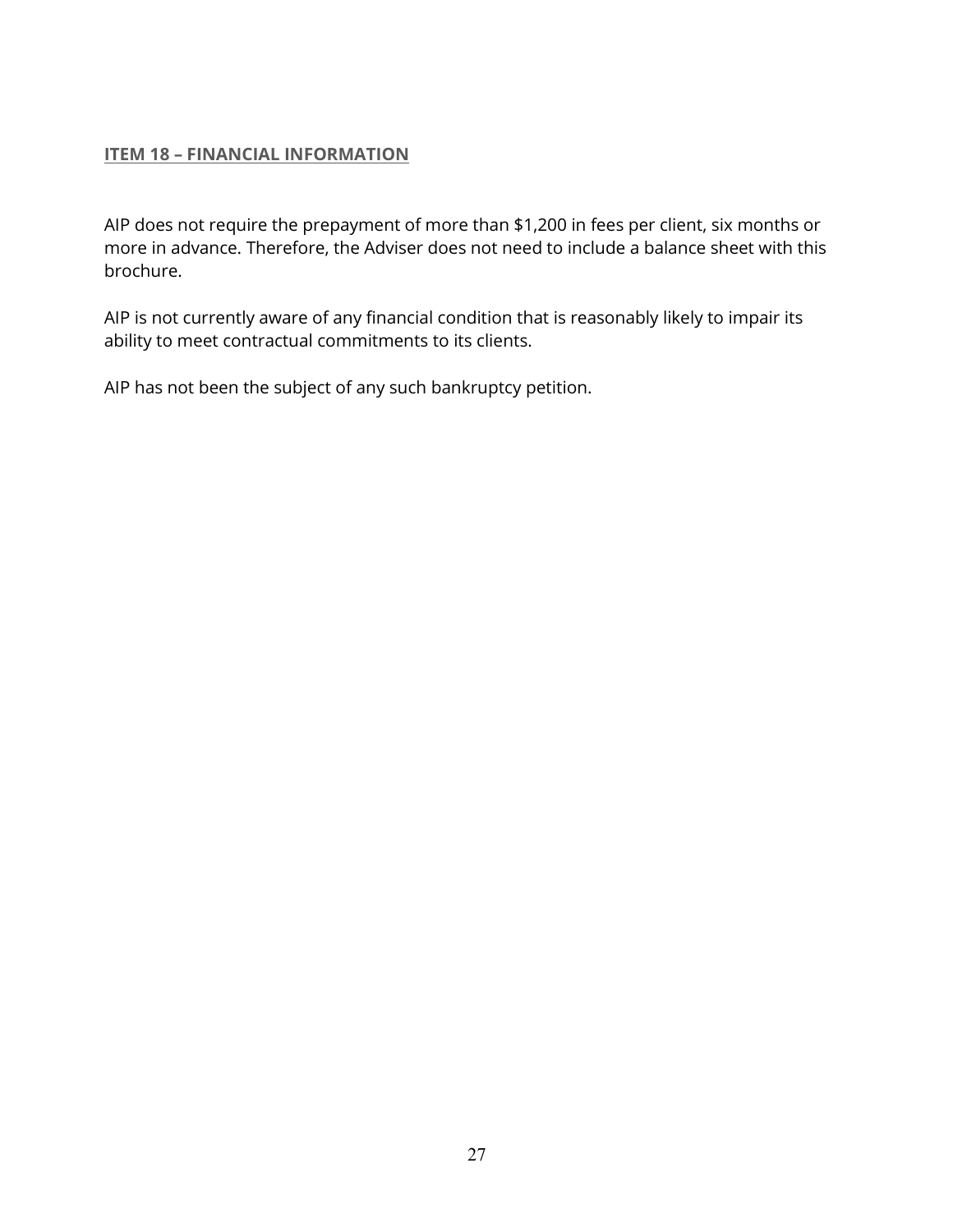## ITEM 18 – FINANCIAL INFORMATION

AIP does not require the prepayment of more than $1,200 in fees per client, six months or more in advance. Therefore, the Adviser does not need to include a balance sheet with this brochure.

AIP is not currently aware of any financial condition that is reasonably likely to impair its ability to meet contractual commitments to its clients.

AIP has not been the subject of any such bankruptcy petition.